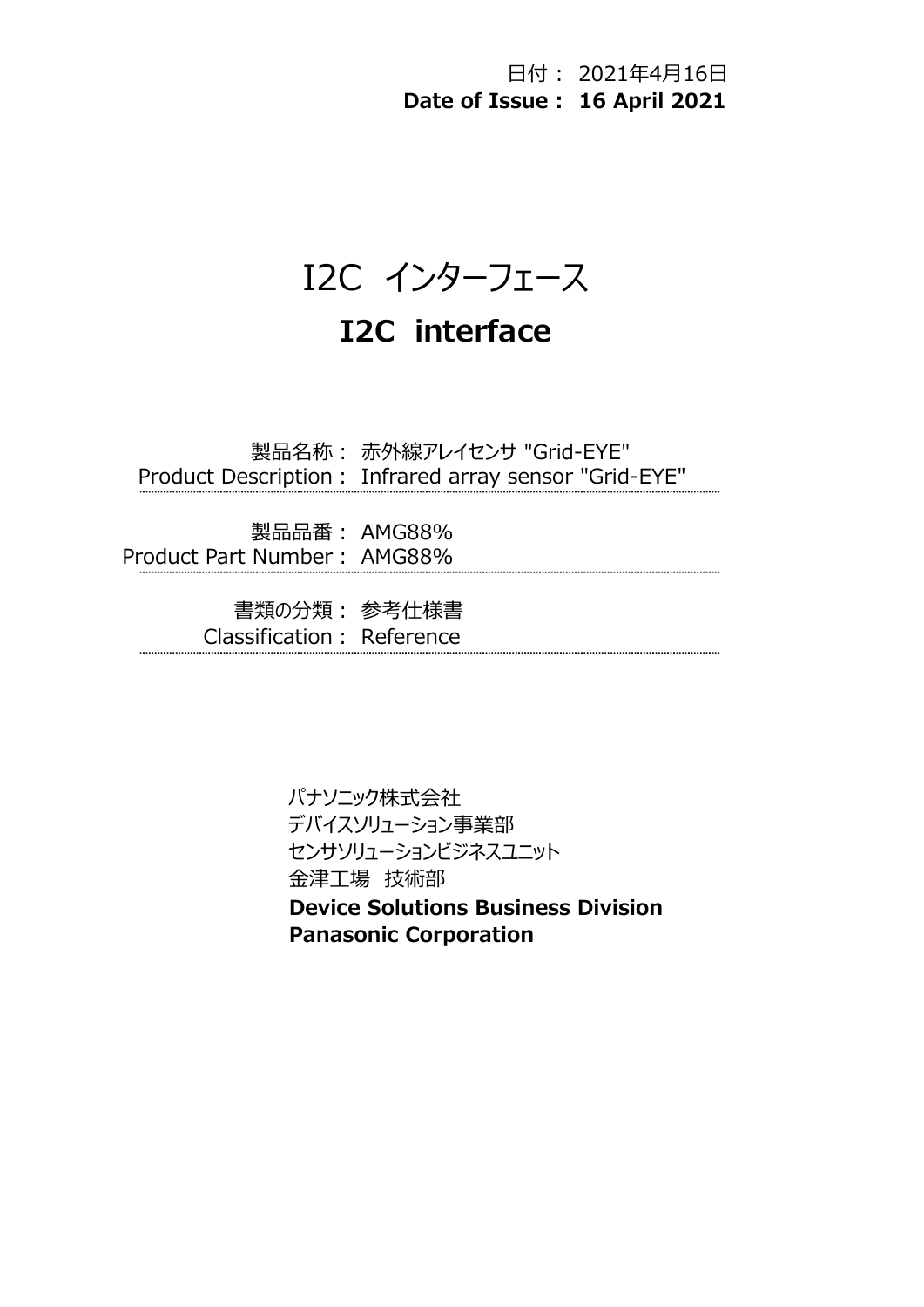日付： 2021年4月16日
**Date of Issue： 16 April 2021**

# I2C インターフェース
# I2C interface

製品名称： 赤外線アレイセンサ "Grid-EYE"
Product Description： Infrared array sensor "Grid-EYE"

製品品番： AMG88%
Product Part Number： AMG88%

書類の分類： 参考仕様書
Classification： Reference

パナソニック株式会社
デバイスソリューション事業部
センサソリューションビジネスユニット
金津工場 技術部
**Device Solutions Business Division**
**Panasonic Corporation**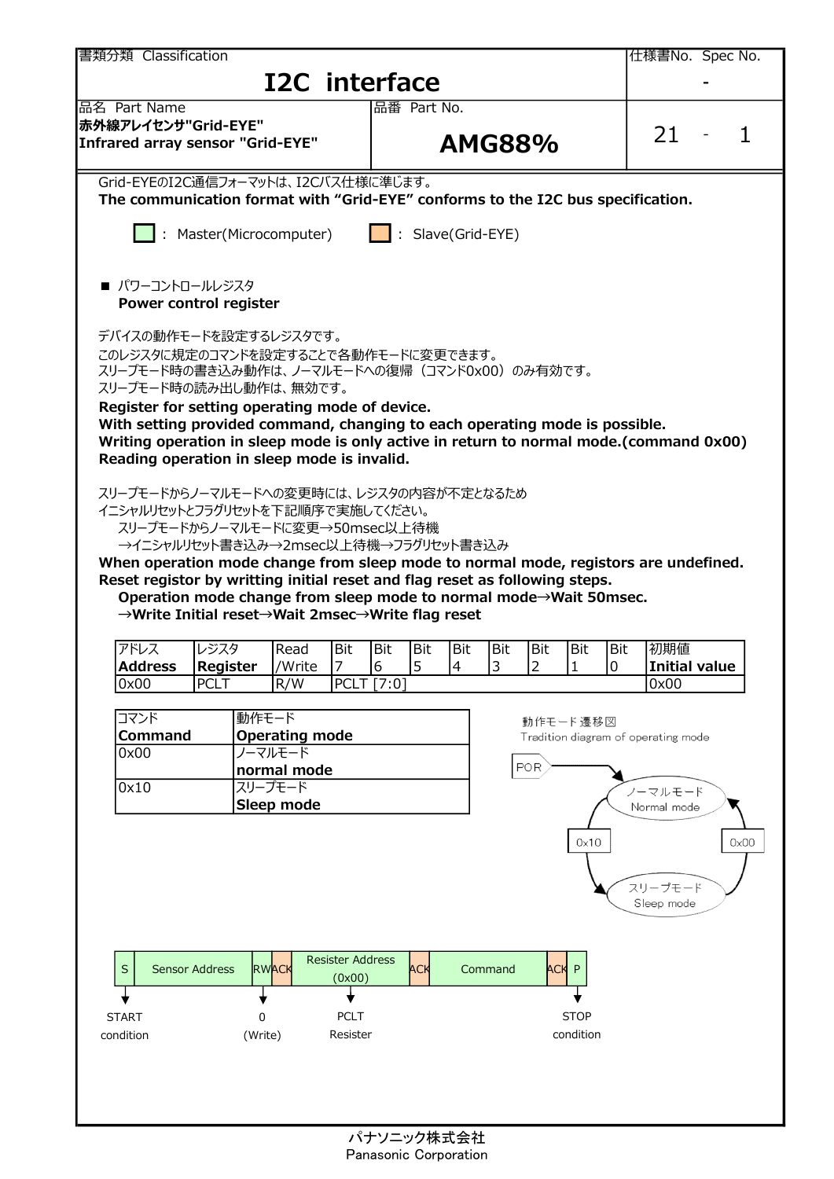| 書類分類 Classification | | 仕様書No. Spec No. |
|---|---|---|
| **I2C interface** | | - |
| 品名 Part Name<br>**赤外線アレイセンサ"Grid-EYE"**<br>**Infrared array sensor "Grid-EYE"** | 品番 Part No.<br>**AMG88%** | 21 - 1 |

Grid-EYEのI2C通信フォーマットは、I2Cバス仕様に準じます。
**The communication format with "Grid-EYE" conforms to the I2C bus specification.**

: Master(Microcomputer)　　: Slave(Grid-EYE)

■ パワーコントロールレジスタ
**Power control register**

デバイスの動作モードを設定するレジスタです。
このレジスタに規定のコマンドを設定することで各動作モードに変更できます。
スリープモード時の書き込み動作は、ノーマルモードへの復帰（コマンド0x00）のみ有効です。
スリープモード時の読み出し動作は、無効です。
**Register for setting operating mode of device.**
**With setting provided command, changing to each operating mode is possible.**
**Writing operation in sleep mode is only active in return to normal mode.(command 0x00)**
**Reading operation in sleep mode is invalid.**

スリープモードからノーマルモードへの変更時には、レジスタの内容が不定となるため
イニシャルリセットとフラグリセットを下記順序で実施してください。
　スリープモードからノーマルモードに変更→50msec以上待機
　→イニシャルリセット書き込み→2msec以上待機→フラグリセット書き込み
**When operation mode change from sleep mode to normal mode, registors are undefined.**
**Reset registor by writting initial reset and flag reset as following steps.**
　**Operation mode change from sleep mode to normal mode→Wait 50msec.**
　**→Write Initial reset→Wait 2msec→Write flag reset**

| アドレス<br>**Address** | レジスタ<br>**Register** | Read<br>/Write | Bit<br>7 | Bit<br>6 | Bit<br>5 | Bit<br>4 | Bit<br>3 | Bit<br>2 | Bit<br>1 | Bit<br>0 | 初期値<br>**Initial value** |
|---|---|---|---|---|---|---|---|---|---|---|---|
| 0x00 | PCLT | R/W | PCLT [7:0] | | | | | | | | 0x00 |

| コマンド<br>**Command** | 動作モード<br>**Operating mode** |
|---|---|
| 0x00 | ノーマルモード<br>**normal mode** |
| 0x10 | スリープモード<br>**Sleep mode** |

動作モード遷移図
Tradition diagram of operating mode

POR → ノーマルモード Normal mode
ノーマルモード Normal mode → (0x10) → スリープモード Sleep mode
スリープモード Sleep mode → (0x00) → ノーマルモード Normal mode

| S | Sensor Address | RW | ACK | Resister Address (0x00) | ACK | Command | ACK | P |
|---|---|---|---|---|---|---|---|---|
| START condition | | 0 (Write) | | PCLT Resister | | | | STOP condition |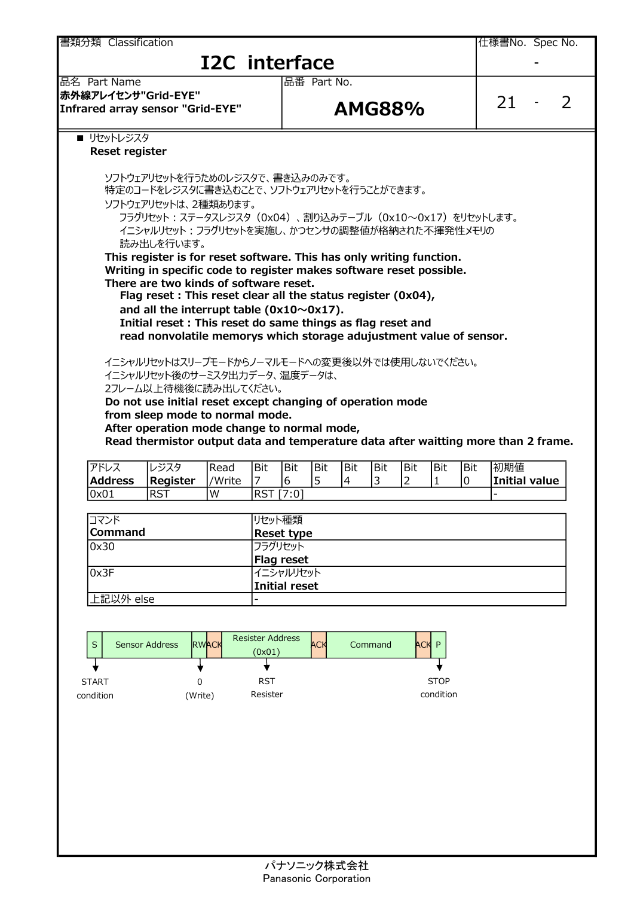| 書類分類 Classification | | 仕様書No. Spec No. |
|---|---|---|
| I2C interface | | - |
| 品名 Part Name<br>赤外線アレイセンサ"Grid-EYE"<br>Infrared array sensor "Grid-EYE" | 品番 Part No.<br>AMG88% | 21 - 2 |

■ リセットレジスタ
**Reset register**

ソフトウェアリセットを行うためのレジスタで、書き込みのみです。
特定のコードをレジスタに書き込むことで、ソフトウェアリセットを行うことができます。
ソフトウェアリセットは、2種類あります。
フラグリセット：ステータスレジスタ（0x04）、割り込みテーブル（0x10～0x17）をリセットします。
イニシャルリセット：フラグリセットを実施し、かつセンサの調整値が格納された不揮発性メモリの読み出しを行います。

**This register is for reset software. This has only writing function.**
**Writing in specific code to register makes software reset possible.**
**There are two kinds of software reset.**
**Flag reset : This reset clear all the status register (0x04), and all the interrupt table (0x10～0x17).**
**Initial reset : This reset do same things as flag reset and read nonvolatile memorys which storage adujustment value of sensor.**

イニシャルリセットはスリープモードからノーマルモードへの変更後以外では使用しないでください。
イニシャルリセット後のサーミスタ出力データ、温度データは、
2フレーム以上待機後に読み出してください。

**Do not use initial reset except changing of operation mode from sleep mode to normal mode.**
**After operation mode change to normal mode,**
**Read thermistor output data and temperature data after waitting more than 2 frame.**

| アドレス<br>**Address** | レジスタ<br>**Register** | Read<br>/Write | Bit<br>7 | Bit<br>6 | Bit<br>5 | Bit<br>4 | Bit<br>3 | Bit<br>2 | Bit<br>1 | Bit<br>0 | 初期値<br>**Initial value** |
|---|---|---|---|---|---|---|---|---|---|---|---|
| 0x01 | RST | W | RST [7:0] | | | | | | | | - |

| コマンド<br>**Command** | リセット種類<br>**Reset type** |
|---|---|
| 0x30 | フラグリセット<br>**Flag reset** |
| 0x3F | イニシャルリセット<br>**Initial reset** |
| 上記以外 else | - |

| S | Sensor Address | RW | ACK | Resister Address (0x01) | ACK | Command | ACK | P |
|---|---|---|---|---|---|---|---|---|
| START condition | | 0 (Write) | | RST Resister | | | | STOP condition |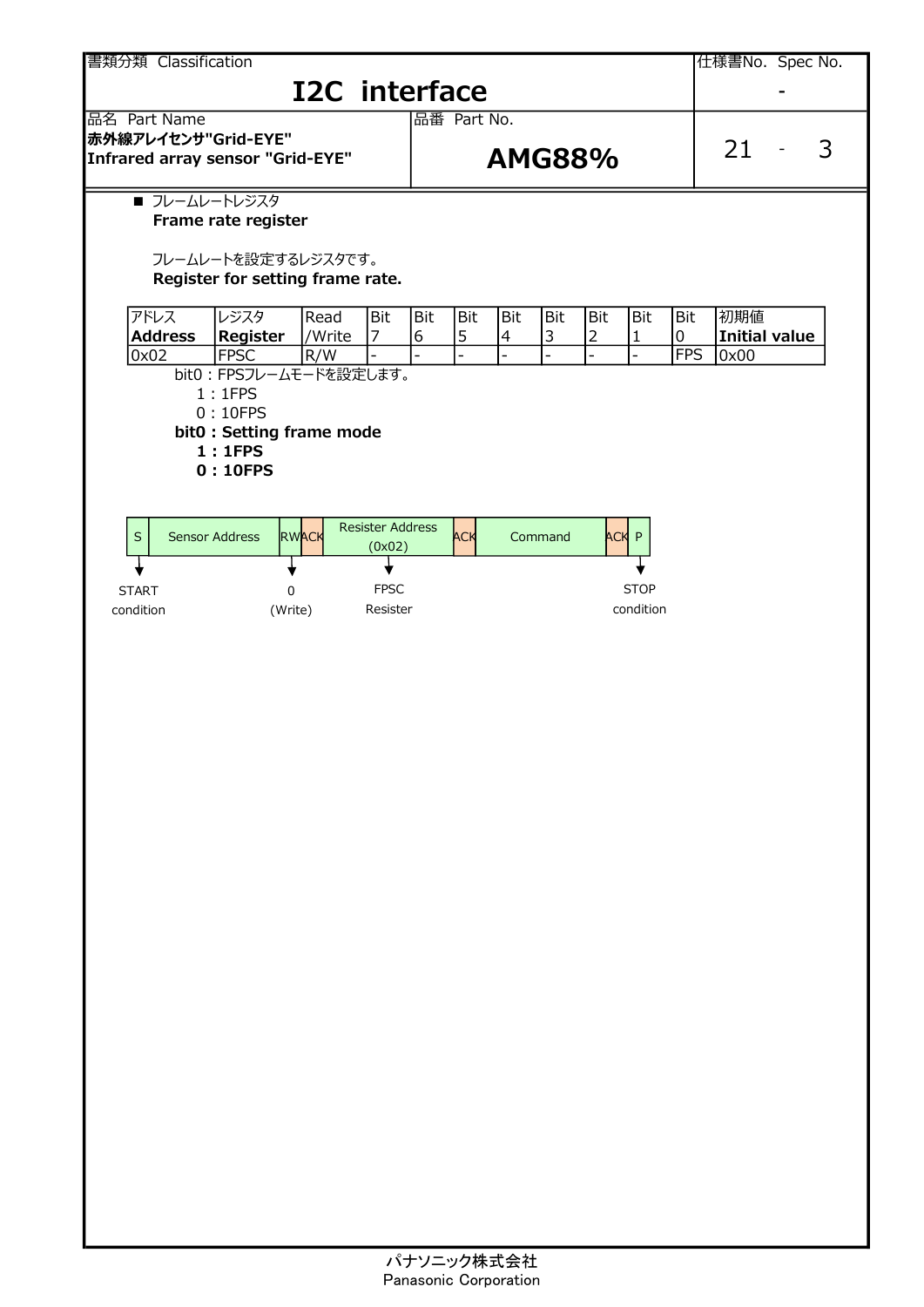■ フレームレートレジスタ
**Frame rate register**

フレームレートを設定するレジスタです。
**Register for setting frame rate.**

| アドレス **Address** | レジスタ **Register** | Read /Write | Bit 7 | Bit 6 | Bit 5 | Bit 4 | Bit 3 | Bit 2 | Bit 1 | Bit 0 | 初期値 **Initial value** |
|---|---|---|---|---|---|---|---|---|---|---|---|
| 0x02 | FPSC | R/W | - | - | - | - | - | - | - | FPS | 0x00 |

bit0：FPSフレームモードを設定します。
1：1FPS
0：10FPS

**bit0 : Setting frame mode**
**1 : 1FPS**
**0 : 10FPS**

| S | Sensor Address | RW | ACK | Resister Address (0x02) | ACK | Command | ACK | P |
|---|---|---|---|---|---|---|---|---|
| START condition | | 0 (Write) | | FPSC Resister | | | | STOP condition |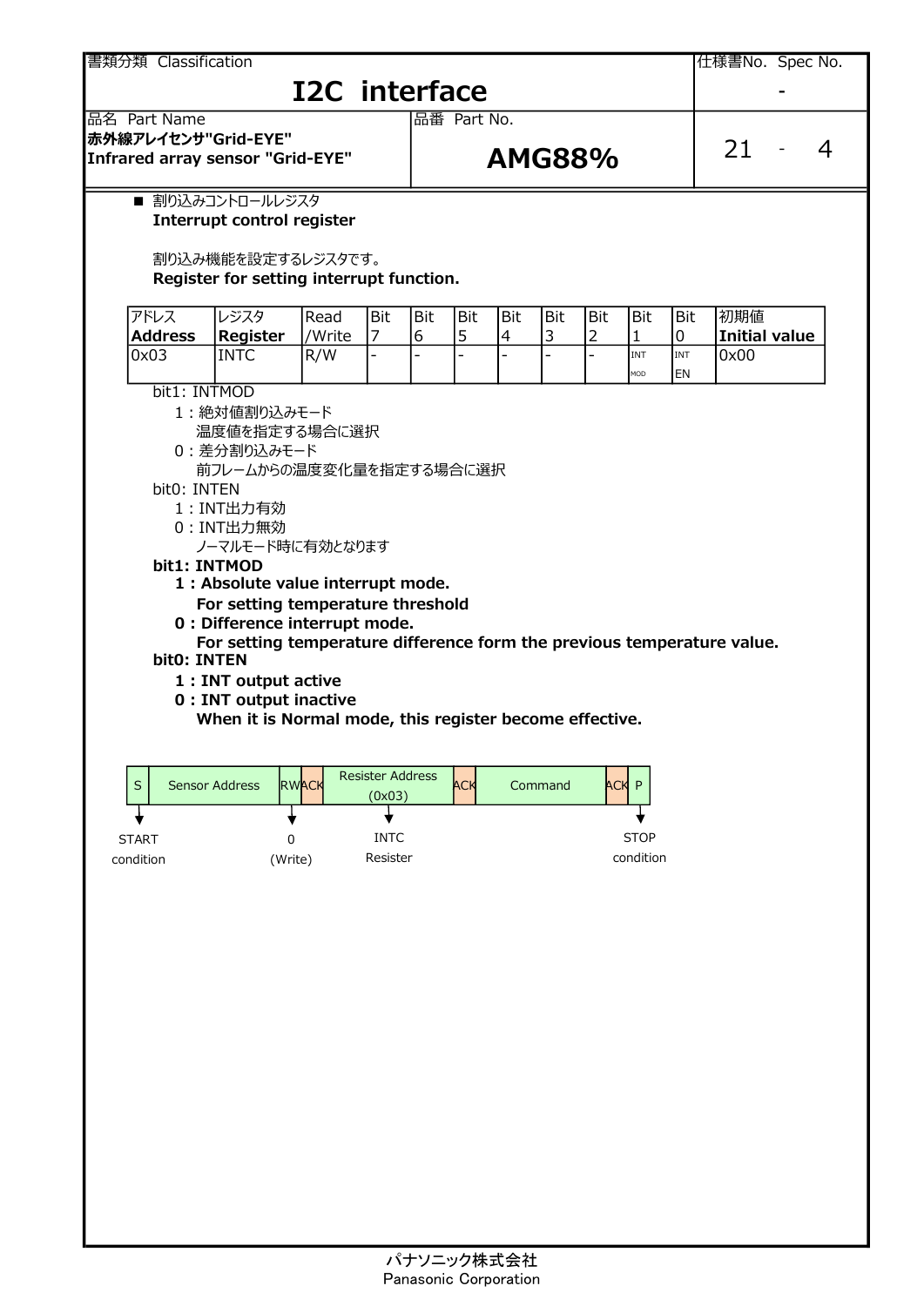| 書類分類 Classification | 仕様書No. Spec No. |
|---|---|
| **I2C interface** | - |

| 品名 Part Name | 品番 Part No. | |
|---|---|---|
| **赤外線アレイセンサ"Grid-EYE"** **Infrared array sensor "Grid-EYE"** | **AMG88%** | 21 - 4 |

■ 割り込みコントロールレジスタ
**Interrupt control register**

割り込み機能を設定するレジスタです。
**Register for setting interrupt function.**

| アドレス **Address** | レジスタ **Register** | Read /Write | Bit 7 | Bit 6 | Bit 5 | Bit 4 | Bit 3 | Bit 2 | Bit 1 | Bit 0 | 初期値 **Initial value** |
|---|---|---|---|---|---|---|---|---|---|---|---|
| 0x03 | INTC | R/W | - | - | - | - | - | - | INT MOD | INT EN | 0x00 |

bit1: INTMOD
- 1：絶対値割り込みモード
  温度値を指定する場合に選択
- 0：差分割り込みモード
  前フレームからの温度変化量を指定する場合に選択

bit0: INTEN
- 1：INT出力有効
- 0：INT出力無効
  ノーマルモード時に有効となります

**bit1: INTMOD**
- **1 : Absolute value interrupt mode.**
  **For setting temperature threshold**
- **0 : Difference interrupt mode.**
  **For setting temperature difference form the previous temperature value.**

**bit0: INTEN**
- **1 : INT output active**
- **0 : INT output inactive**
  **When it is Normal mode, this register become effective.**

| S | Sensor Address | RW | ACK | Resister Address (0x03) | ACK | Command | ACK | P |
|---|---|---|---|---|---|---|---|---|
| START condition | | 0 (Write) | | INTC Resister | | | | STOP condition |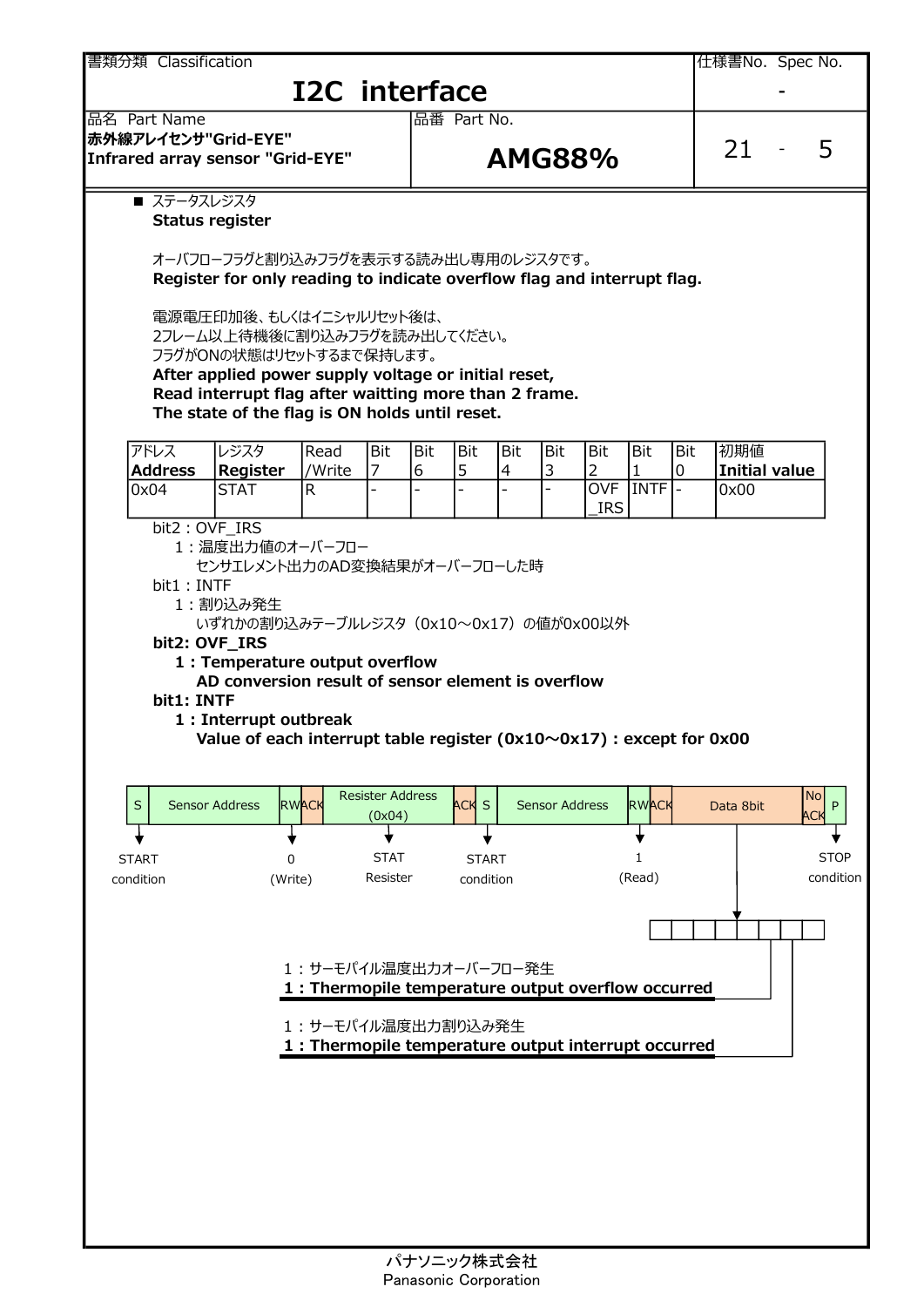| 書類分類 Classification | | 仕様書No. Spec No. |
|---|---|---|
| **I2C interface** | | - |
| 品名 Part Name<br>**赤外線アレイセンサ"Grid-EYE"**<br>**Infrared array sensor "Grid-EYE"** | 品番 Part No.<br>**AMG88%** | 21 - 5 |

■ ステータスレジスタ
**Status register**

オーバフローフラグと割り込みフラグを表示する読み出し専用のレジスタです。
**Register for only reading to indicate overflow flag and interrupt flag.**

電源電圧印加後、もしくはイニシャルリセット後は、
2フレーム以上待機後に割り込みフラグを読み出してください。
フラグがONの状態はリセットするまで保持します。
**After applied power supply voltage or initial reset,**
**Read interrupt flag after waitting more than 2 frame.**
**The state of the flag is ON holds until reset.**

| アドレス **Address** | レジスタ **Register** | Read /Write | Bit 7 | Bit 6 | Bit 5 | Bit 4 | Bit 3 | Bit 2 | Bit 1 | Bit 0 | 初期値 **Initial value** |
|---|---|---|---|---|---|---|---|---|---|---|---|
| 0x04 | STAT | R | - | - | - | - | - | OVF_IRS | INTF | - | 0x00 |

bit2 : OVF_IRS
　1 : 温度出力値のオーバーフロー
　　センサエレメント出力のAD変換結果がオーバーフローした時
bit1 : INTF
　1 : 割り込み発生
　　いずれかの割り込みテーブルレジスタ（0x10～0x17）の値が0x00以外

**bit2: OVF_IRS**
　**1 : Temperature output overflow**
　　**AD conversion result of sensor element is overflow**
**bit1: INTF**
　**1 : Interrupt outbreak**
　　**Value of each interrupt table register (0x10～0x17) : except for 0x00**

| S | Sensor Address | RW | ACK | Resister Address (0x04) | ACK | S | Sensor Address | RW | ACK | Data 8bit | No ACK | P |
|---|---|---|---|---|---|---|---|---|---|---|---|---|
| START condition | | 0 (Write) | | STAT Resister | | START condition | | 1 (Read) | | | | STOP condition |

1 : サーモパイル温度出力オーバーフロー発生
**1 : Thermopile temperature output overflow occurred**

1 : サーモパイル温度出力割り込み発生
**1 : Thermopile temperature output interrupt occurred**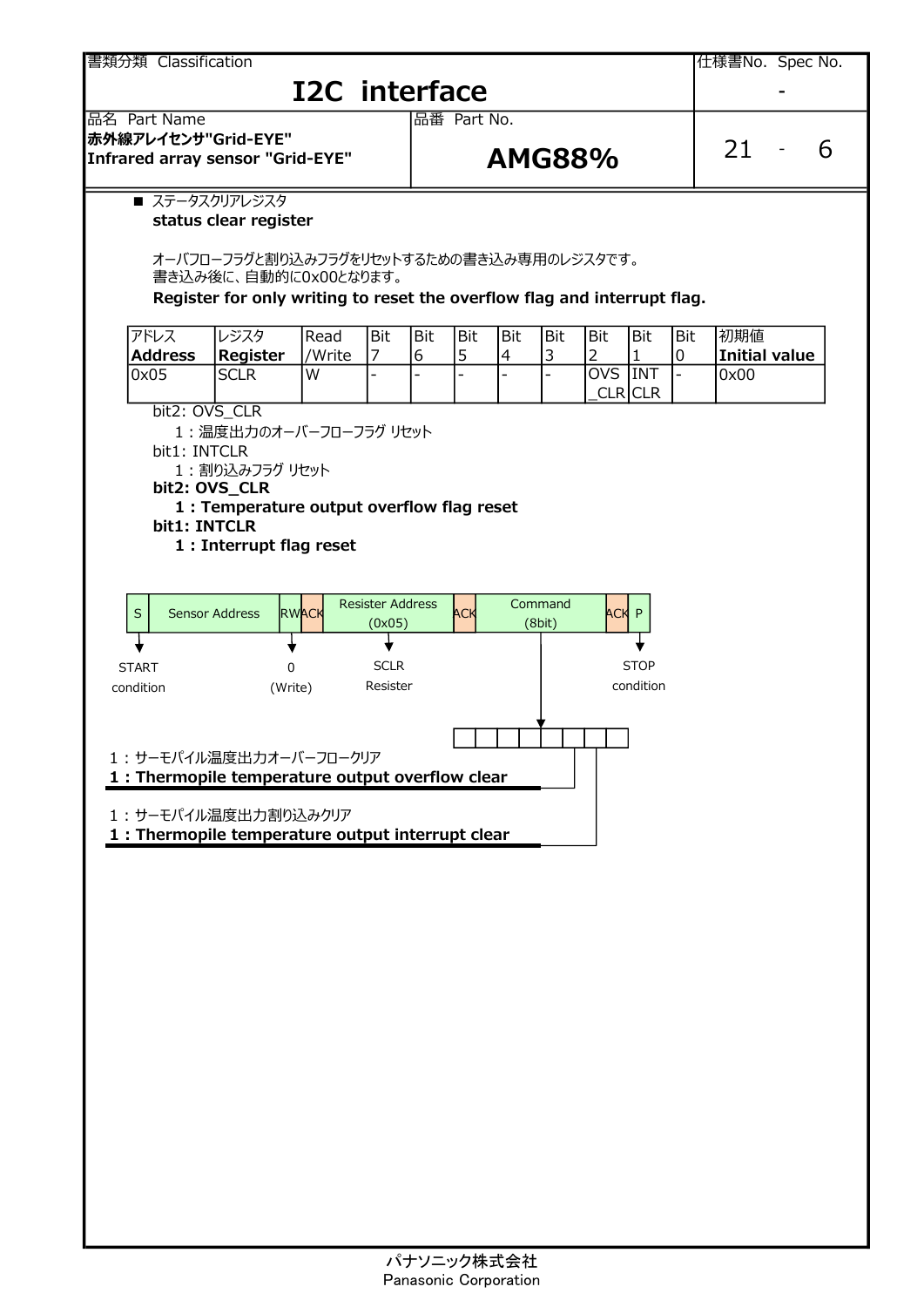| 書類分類 Classification | | 仕様書No. Spec No. |
|---|---|---|
| **I2C interface** | | - |
| 品名 Part Name<br>**赤外線アレイセンサ"Grid-EYE"**<br>**Infrared array sensor "Grid-EYE"** | 品番 Part No.<br>**AMG88%** | 21 - 6 |

■ ステータスクリアレジスタ
**status clear register**

オーバフローフラグと割り込みフラグをリセットするための書き込み専用のレジスタです。
書き込み後に、自動的に0x00となります。
**Register for only writing to reset the overflow flag and interrupt flag.**

| アドレス<br>**Address** | レジスタ<br>**Register** | Read<br>/Write | Bit<br>7 | Bit<br>6 | Bit<br>5 | Bit<br>4 | Bit<br>3 | Bit<br>2 | Bit<br>1 | Bit<br>0 | 初期値<br>**Initial value** |
|---|---|---|---|---|---|---|---|---|---|---|---|
| 0x05 | SCLR | W | - | - | - | - | - | OVS_CLR | INT CLR | - | 0x00 |

bit2: OVS_CLR
　1：温度出力のオーバーフローフラグ リセット
bit1: INTCLR
　1：割り込みフラグ リセット
**bit2: OVS_CLR**
　**1 : Temperature output overflow flag reset**
**bit1: INTCLR**
　**1 : Interrupt flag reset**

| S | Sensor Address | RW | ACK | Resister Address (0x05) | ACK | Command (8bit) | ACK | P |
|---|---|---|---|---|---|---|---|---|

- S: START condition
- RW: 0 (Write)
- Resister Address: SCLR Resister
- P: STOP condition

Command (8bit):

1：サーモパイル温度出力オーバーフロークリア
**1 : Thermopile temperature output overflow clear**

1：サーモパイル温度出力割り込みクリア
**1 : Thermopile temperature output interrupt clear**

パナソニック株式会社
Panasonic Corporation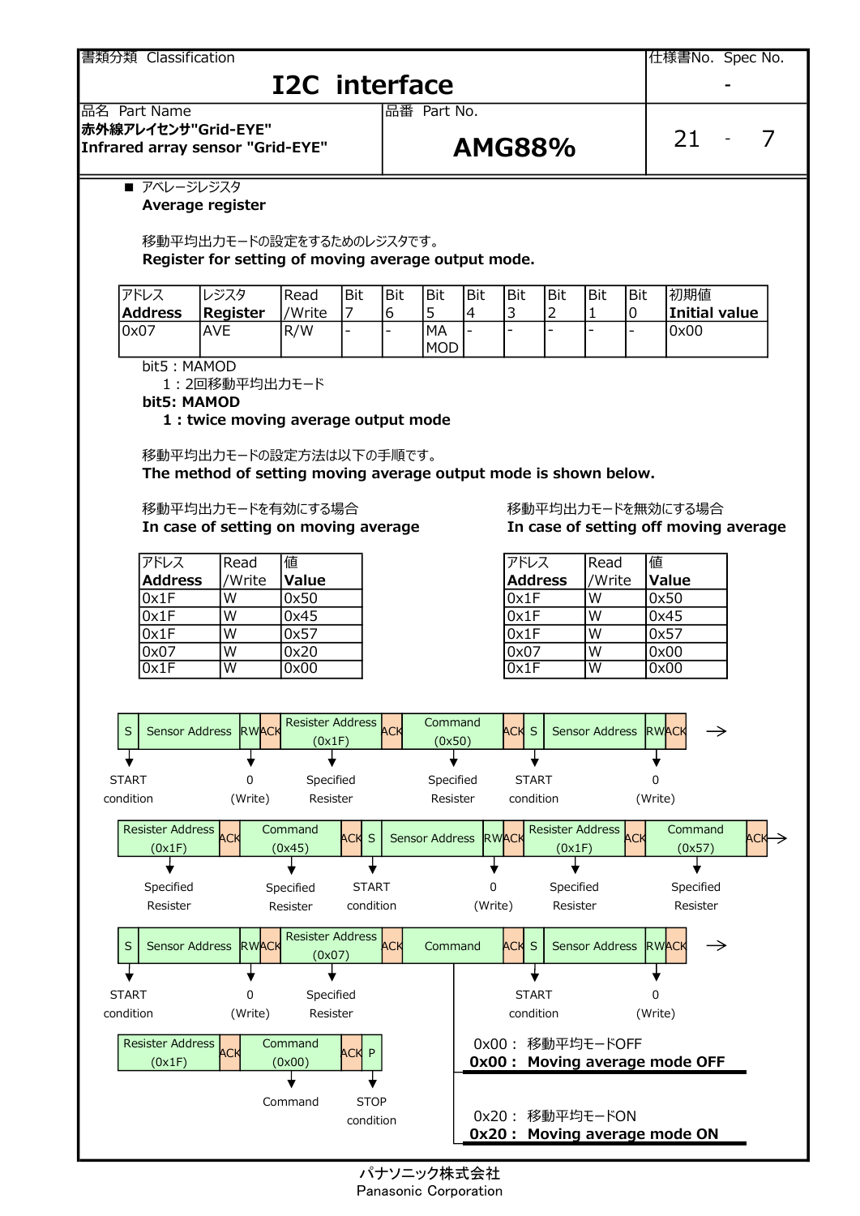| 書類分類 Classification | | 仕様書No. Spec No. |
|---|---|---|
| **I2C interface** | | - |
| 品名 Part Name<br>**赤外線アレイセンサ"Grid-EYE"**<br>**Infrared array sensor "Grid-EYE"** | 品番 Part No.<br>**AMG88%** | 21 - 7 |

■ アベレージレジスタ
**Average register**

移動平均出力モードの設定をするためのレジスタです。
**Register for setting of moving average output mode.**

| アドレス **Address** | レジスタ **Register** | Read /Write | Bit 7 | Bit 6 | Bit 5 | Bit 4 | Bit 3 | Bit 2 | Bit 1 | Bit 0 | 初期値 **Initial value** |
|---|---|---|---|---|---|---|---|---|---|---|---|
| 0x07 | AVE | R/W | - | - | MA MOD | - | - | - | - | - | 0x00 |

bit5 : MAMOD
1 : 2回移動平均出力モード
**bit5: MAMOD**
**1 : twice moving average output mode**

移動平均出力モードの設定方法は以下の手順です。
**The method of setting moving average output mode is shown below.**

移動平均出力モードを有効にする場合
**In case of setting on moving average**

| アドレス **Address** | Read /Write | 値 **Value** |
|---|---|---|
| 0x1F | W | 0x50 |
| 0x1F | W | 0x45 |
| 0x1F | W | 0x57 |
| 0x07 | W | 0x20 |
| 0x1F | W | 0x00 |

移動平均出力モードを無効にする場合
**In case of setting off moving average**

| アドレス **Address** | Read /Write | 値 **Value** |
|---|---|---|
| 0x1F | W | 0x50 |
| 0x1F | W | 0x45 |
| 0x1F | W | 0x57 |
| 0x07 | W | 0x00 |
| 0x1F | W | 0x00 |

| S | Sensor Address | RW | ACK | Resister Address (0x1F) | ACK | Command (0x50) | ACK | S | Sensor Address | RW | ACK | → |
|---|---|---|---|---|---|---|---|---|---|---|---|---|
| START condition | | 0 (Write) | | Specified Resister | | Specified Resister | | START condition | | 0 (Write) | | |

| Resister Address (0x1F) | ACK | Command (0x45) | ACK | S | Sensor Address | RW | ACK | Resister Address (0x1F) | ACK | Command (0x57) | ACK | → |
|---|---|---|---|---|---|---|---|---|---|---|---|---|
| Specified Resister | | Specified Resister | | START condition | | 0 (Write) | | Specified Resister | | Specified Resister | | |

| S | Sensor Address | RW | ACK | Resister Address (0x07) | ACK | Command | ACK | S | Sensor Address | RW | ACK | → |
|---|---|---|---|---|---|---|---|---|---|---|---|---|
| START condition | | 0 (Write) | | Specified Resister | | | | START condition | | 0 (Write) | | |

| Resister Address (0x1F) | ACK | Command (0x00) | ACK | P |
|---|---|---|---|---|
| | | Command | | STOP condition |

0x00 : 移動平均モードOFF
**0x00 : Moving average mode OFF**

0x20 : 移動平均モードON
**0x20 : Moving average mode ON**

パナソニック株式会社
Panasonic Corporation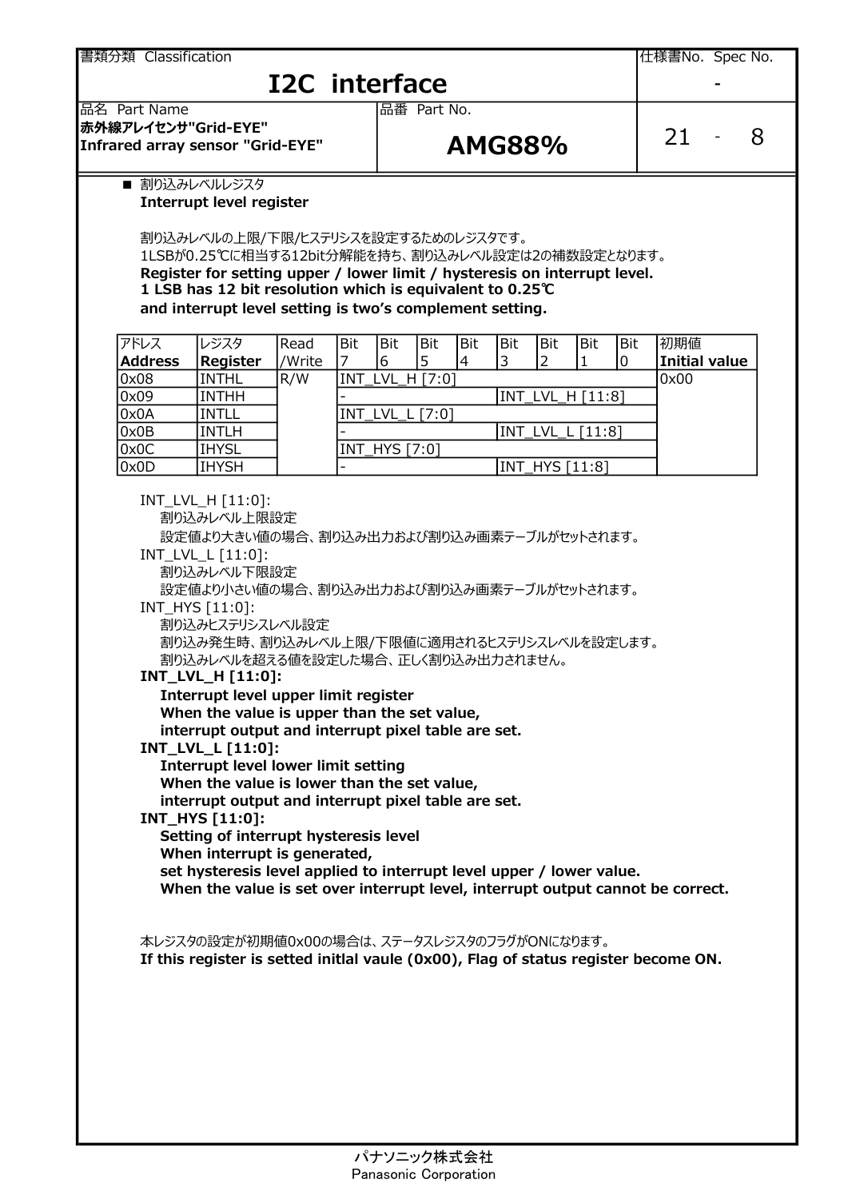| 書類分類 Classification | | 仕様書No. Spec No. |
|---|---|---|
| **I2C interface** | | - |
| 品名 Part Name<br>**赤外線アレイセンサ"Grid-EYE"**<br>**Infrared array sensor "Grid-EYE"** | 品番 Part No.<br>**AMG88%** | 21 - 8 |

■ 割り込みレベルレジスタ
**Interrupt level register**

割り込みレベルの上限/下限/ヒステリシスを設定するためのレジスタです。
1LSBが0.25℃に相当する12bit分解能を持ち、割り込みレベル設定は2の補数設定となります。
**Register for setting upper / lower limit / hysteresis on interrupt level.**
**1 LSB has 12 bit resolution which is equivalent to 0.25℃**
**and interrupt level setting is two's complement setting.**

| アドレス<br>**Address** | レジスタ<br>**Register** | Read<br>/Write | Bit<br>7 | Bit<br>6 | Bit<br>5 | Bit<br>4 | Bit<br>3 | Bit<br>2 | Bit<br>1 | Bit<br>0 | 初期値<br>**Initial value** |
|---|---|---|---|---|---|---|---|---|---|---|---|
| 0x08 | INTHL | R/W | INT_LVL_H [7:0] | | | | | | | | 0x00 |
| 0x09 | INTHH | | - | | | | INT_LVL_H [11:8] | | | | |
| 0x0A | INTLL | | INT_LVL_L [7:0] | | | | | | | | |
| 0x0B | INTLH | | - | | | | INT_LVL_L [11:8] | | | | |
| 0x0C | IHYSL | | INT_HYS [7:0] | | | | | | | | |
| 0x0D | IHYSH | | - | | | | INT_HYS [11:8] | | | | |

INT_LVL_H [11:0]:
　割り込みレベル上限設定
　設定値より大きい値の場合、割り込み出力および割り込み画素テーブルがセットされます。
INT_LVL_L [11:0]:
　割り込みレベル下限設定
　設定値より小さい値の場合、割り込み出力および割り込み画素テーブルがセットされます。
INT_HYS [11:0]:
　割り込みヒステリシスレベル設定
　割り込み発生時、割り込みレベル上限/下限値に適用されるヒステリシスレベルを設定します。
　割り込みレベルを超える値を設定した場合、正しく割り込み出力されません。

**INT_LVL_H [11:0]:**
**Interrupt level upper limit register**
**When the value is upper than the set value,**
**interrupt output and interrupt pixel table are set.**

**INT_LVL_L [11:0]:**
**Interrupt level lower limit setting**
**When the value is lower than the set value,**
**interrupt output and interrupt pixel table are set.**

**INT_HYS [11:0]:**
**Setting of interrupt hysteresis level**
**When interrupt is generated,**
**set hysteresis level applied to interrupt level upper / lower value.**
**When the value is set over interrupt level, interrupt output cannot be correct.**

本レジスタの設定が初期値0x00の場合は、ステータスレジスタのフラグがONになります。
**If this register is setted initlal vaule (0x00), Flag of status register become ON.**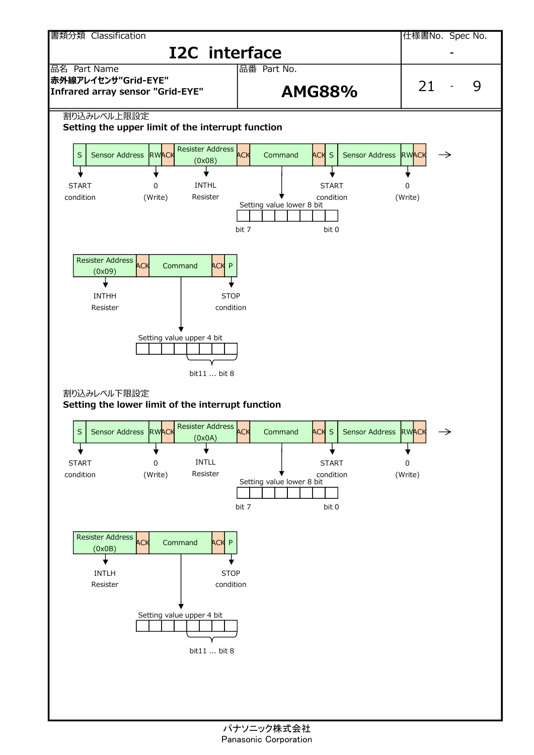| 書類分類 Classification | | 仕様書No. Spec No. |
|---|---|---|
| **I2C interface** | | - |
| 品名 Part Name<br>**赤外線アレイセンサ"Grid-EYE"**<br>**Infrared array sensor "Grid-EYE"** | 品番 Part No.<br>**AMG88%** | 21 - 9 |

割り込みレベル上限設定
**Setting the upper limit of the interrupt function**

| S | Sensor Address | RW | ACK | Resister Address (0x08) | ACK | Command | ACK | S | Sensor Address | RW | ACK | → |
|---|---|---|---|---|---|---|---|---|---|---|---|---|

- S: START condition
- RW: 0 (Write)
- Resister Address (0x08): INTHL Resister
- Command: Setting value lower 8 bit (bit 7 … bit 0)
- S: START condition
- RW: 0 (Write)

| Resister Address (0x09) | ACK | Command | ACK | P |
|---|---|---|---|---|

- Resister Address (0x09): INTHH Resister
- Command: Setting value upper 4 bit (bit11 ... bit 8)
- P: STOP condition

割り込みレベル下限設定
**Setting the lower limit of the interrupt function**

| S | Sensor Address | RW | ACK | Resister Address (0x0A) | ACK | Command | ACK | S | Sensor Address | RW | ACK | → |
|---|---|---|---|---|---|---|---|---|---|---|---|---|

- S: START condition
- RW: 0 (Write)
- Resister Address (0x0A): INTLL Resister
- Command: Setting value lower 8 bit (bit 7 … bit 0)
- S: START condition
- RW: 0 (Write)

| Resister Address (0x0B) | ACK | Command | ACK | P |
|---|---|---|---|---|

- Resister Address (0x0B): INTLH Resister
- Command: Setting value upper 4 bit (bit11 ... bit 8)
- P: STOP condition

パナソニック株式会社
Panasonic Corporation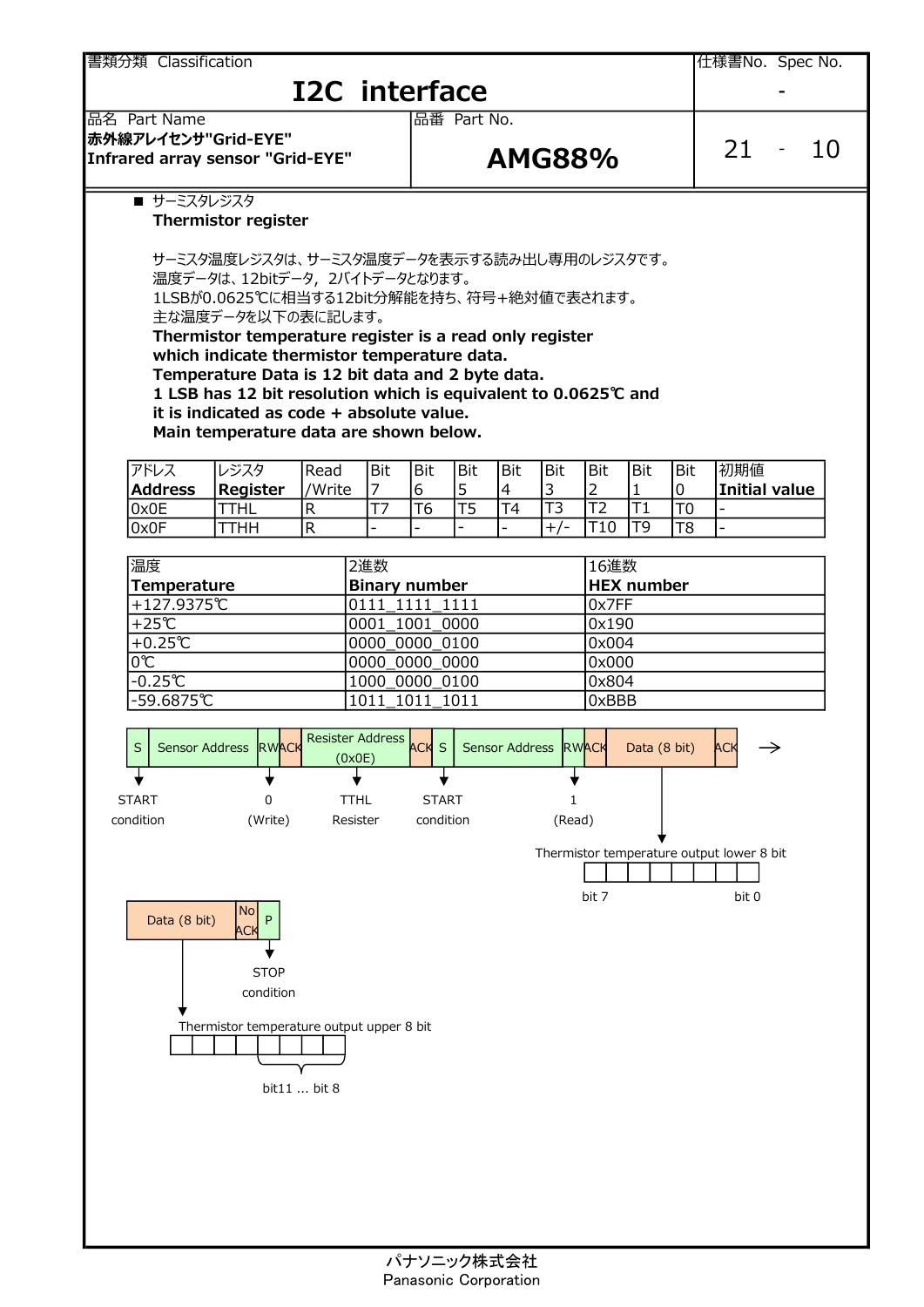| 書類分類 Classification | 仕様書No. Spec No. |
|---|---|
| **I2C interface** | - |

| 品名 Part Name | 品番 Part No. | |
|---|---|---|
| **赤外線アレイセンサ"Grid-EYE"** **Infrared array sensor "Grid-EYE"** | **AMG88%** | 21 - 10 |

■ サーミスタレジスタ
**Thermistor register**

サーミスタ温度レジスタは、サーミスタ温度データを表示する読み出し専用のレジスタです。
温度データは、12bitデータ，2バイトデータとなります。
1LSBが0.0625℃に相当する12bit分解能を持ち、符号+絶対値で表されます。
主な温度データを以下の表に記します。
**Thermistor temperature register is a read only register**
**which indicate thermistor temperature data.**
**Temperature Data is 12 bit data and 2 byte data.**
**1 LSB has 12 bit resolution which is equivalent to 0.0625℃ and**
**it is indicated as code + absolute value.**
**Main temperature data are shown below.**

| アドレス **Address** | レジスタ **Register** | Read /Write | Bit 7 | Bit 6 | Bit 5 | Bit 4 | Bit 3 | Bit 2 | Bit 1 | Bit 0 | 初期値 **Initial value** |
|---|---|---|---|---|---|---|---|---|---|---|---|
| 0x0E | TTHL | R | T7 | T6 | T5 | T4 | T3 | T2 | T1 | T0 | - |
| 0x0F | TTHH | R | - | - | - | - | +/- | T10 | T9 | T8 | - |

| 温度 **Temperature** | 2進数 **Binary number** | 16進数 **HEX number** |
|---|---|---|
| +127.9375℃ | 0111_1111_1111 | 0x7FF |
| +25℃ | 0001_1001_0000 | 0x190 |
| +0.25℃ | 0000_0000_0100 | 0x004 |
| 0℃ | 0000_0000_0000 | 0x000 |
| -0.25℃ | 1000_0000_0100 | 0x804 |
| -59.6875℃ | 1011_1011_1011 | 0xBBB |

| S | Sensor Address | RW | ACK | Resister Address (0x0E) | ACK | S | Sensor Address | RW | ACK | Data (8 bit) | ACK | → |
|---|---|---|---|---|---|---|---|---|---|---|---|---|
| START condition | | 0 (Write) | | TTHL Resister | | START condition | | 1 (Read) | | Thermistor temperature output lower 8 bit (bit 7 … bit 0) | | |

| Data (8 bit) | No ACK | P |
|---|---|---|
| Thermistor temperature output upper 8 bit (bit11 ... bit 8) | | STOP condition |

パナソニック株式会社
Panasonic Corporation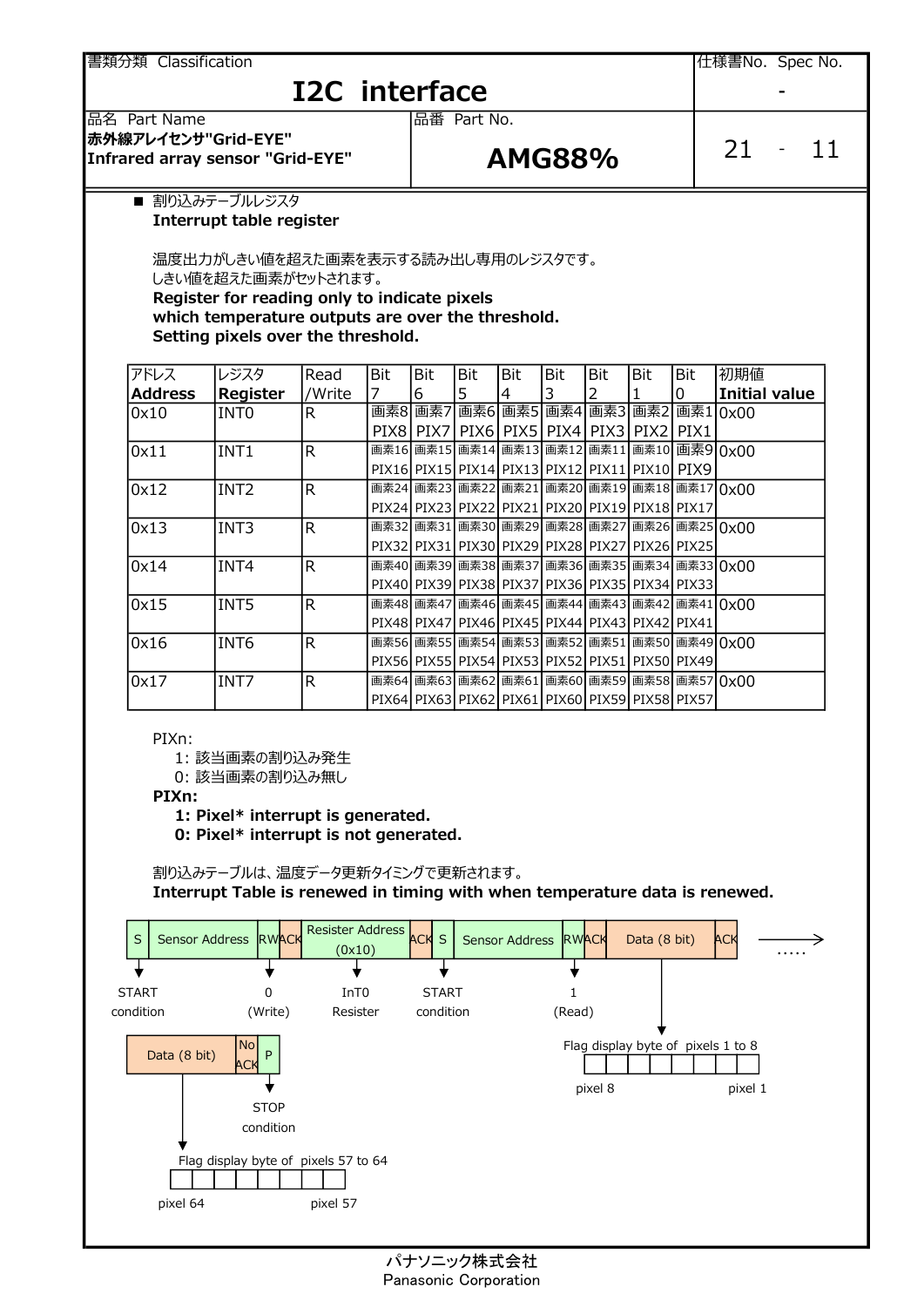■ 割り込みテーブルレジスタ
**Interrupt table register**

温度出力がしきい値を超えた画素を表示する読み出し専用のレジスタです。
しきい値を超えた画素がセットされます。
**Register for reading only to indicate pixels**
**which temperature outputs are over the threshold.**
**Setting pixels over the threshold.**

| アドレス **Address** | レジスタ **Register** | Read /Write | Bit 7 | Bit 6 | Bit 5 | Bit 4 | Bit 3 | Bit 2 | Bit 1 | Bit 0 | 初期値 **Initial value** |
|---|---|---|---|---|---|---|---|---|---|---|---|
| 0x10 | INT0 | R | 画素8 PIX8 | 画素7 PIX7 | 画素6 PIX6 | 画素5 PIX5 | 画素4 PIX4 | 画素3 PIX3 | 画素2 PIX2 | 画素1 PIX1 | 0x00 |
| 0x11 | INT1 | R | 画素16 PIX16 | 画素15 PIX15 | 画素14 PIX14 | 画素13 PIX13 | 画素12 PIX12 | 画素11 PIX11 | 画素10 PIX10 | 画素9 PIX9 | 0x00 |
| 0x12 | INT2 | R | 画素24 PIX24 | 画素23 PIX23 | 画素22 PIX22 | 画素21 PIX21 | 画素20 PIX20 | 画素19 PIX19 | 画素18 PIX18 | 画素17 PIX17 | 0x00 |
| 0x13 | INT3 | R | 画素32 PIX32 | 画素31 PIX31 | 画素30 PIX30 | 画素29 PIX29 | 画素28 PIX28 | 画素27 PIX27 | 画素26 PIX26 | 画素25 PIX25 | 0x00 |
| 0x14 | INT4 | R | 画素40 PIX40 | 画素39 PIX39 | 画素38 PIX38 | 画素37 PIX37 | 画素36 PIX36 | 画素35 PIX35 | 画素34 PIX34 | 画素33 PIX33 | 0x00 |
| 0x15 | INT5 | R | 画素48 PIX48 | 画素47 PIX47 | 画素46 PIX46 | 画素45 PIX45 | 画素44 PIX44 | 画素43 PIX43 | 画素42 PIX42 | 画素41 PIX41 | 0x00 |
| 0x16 | INT6 | R | 画素56 PIX56 | 画素55 PIX55 | 画素54 PIX54 | 画素53 PIX53 | 画素52 PIX52 | 画素51 PIX51 | 画素50 PIX50 | 画素49 PIX49 | 0x00 |
| 0x17 | INT7 | R | 画素64 PIX64 | 画素63 PIX63 | 画素62 PIX62 | 画素61 PIX61 | 画素60 PIX60 | 画素59 PIX59 | 画素58 PIX58 | 画素57 PIX57 | 0x00 |

PIXn:
- 1: 該当画素の割り込み発生
- 0: 該当画素の割り込み無し

**PIXn:**
- **1: Pixel* interrupt is generated.**
- **0: Pixel* interrupt is not generated.**

割り込みテーブルは、温度データ更新タイミングで更新されます。
**Interrupt Table is renewed in timing with when temperature data is renewed.**

| S | Sensor Address | RW | ACK | Resister Address (0x10) | ACK | S | Sensor Address | RW | ACK | Data (8 bit) | ACK | → ..... |
|---|---|---|---|---|---|---|---|---|---|---|---|---|

- S: START condition
- RW: 0 (Write)
- Resister Address: InT0 Resister
- S: START condition
- RW: 1 (Read)
- Data (8 bit): Flag display byte of pixels 1 to 8 (pixel 8 … pixel 1)

| Data (8 bit) | No ACK | P |
|---|---|---|

- P: STOP condition
- Data (8 bit): Flag display byte of pixels 57 to 64 (pixel 64 … pixel 57)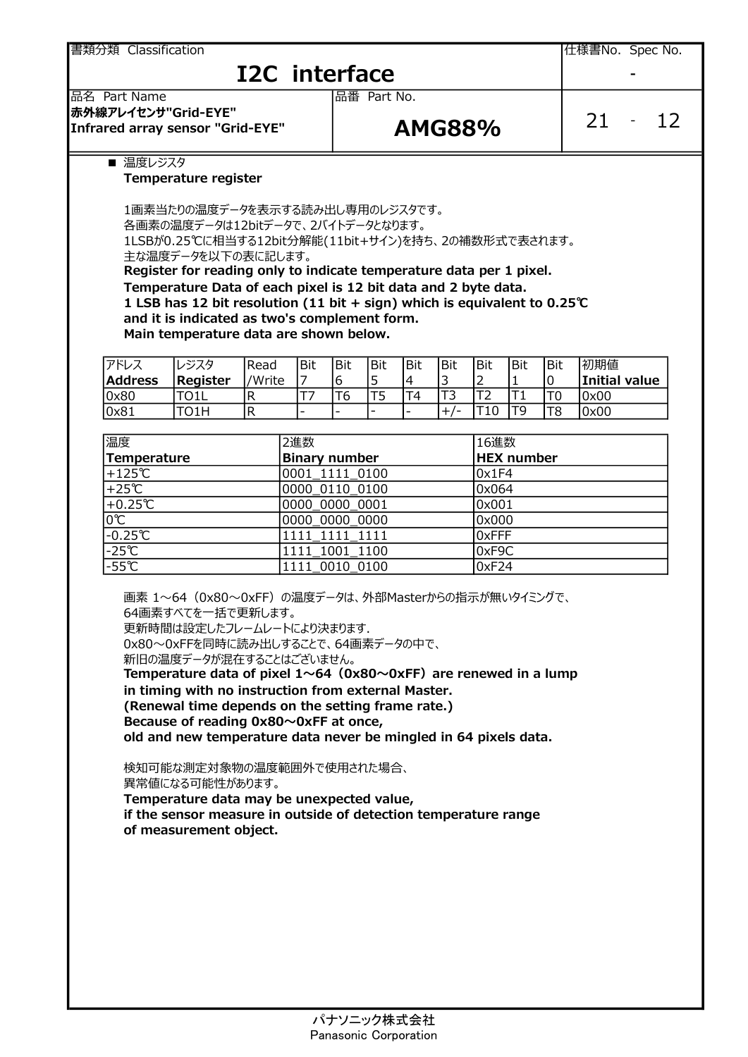書類分類 Classification

# I2C interface

| 品名 Part Name | 品番 Part No. | 仕様書No. Spec No. |
|---|---|---|
| 赤外線アレイセンサ"Grid-EYE" Infrared array sensor "Grid-EYE" | AMG88% | 21 - 12 |

■ 温度レジスタ
**Temperature register**

1画素当たりの温度データを表示する読み出し専用のレジスタです。
各画素の温度データは12bitデータで、2バイトデータとなります。
1LSBが0.25℃に相当する12bit分解能(11bit+サイン)を持ち、2の補数形式で表されます。
主な温度データを以下の表に記します。
**Register for reading only to indicate temperature data per 1 pixel.**
**Temperature Data of each pixel is 12 bit data and 2 byte data.**
**1 LSB has 12 bit resolution (11 bit + sign) which is equivalent to 0.25℃**
**and it is indicated as two's complement form.**
**Main temperature data are shown below.**

| アドレス **Address** | レジスタ **Register** | Read /Write | Bit 7 | Bit 6 | Bit 5 | Bit 4 | Bit 3 | Bit 2 | Bit 1 | Bit 0 | 初期値 **Initial value** |
|---|---|---|---|---|---|---|---|---|---|---|---|
| 0x80 | TO1L | R | T7 | T6 | T5 | T4 | T3 | T2 | T1 | T0 | 0x00 |
| 0x81 | TO1H | R | - | - | - | - | +/- | T10 | T9 | T8 | 0x00 |

| 温度 **Temperature** | 2進数 **Binary number** | 16進数 **HEX number** |
|---|---|---|
| +125℃ | 0001_1111_0100 | 0x1F4 |
| +25℃ | 0000_0110_0100 | 0x064 |
| +0.25℃ | 0000_0000_0001 | 0x001 |
| 0℃ | 0000_0000_0000 | 0x000 |
| -0.25℃ | 1111_1111_1111 | 0xFFF |
| -25℃ | 1111_1001_1100 | 0xF9C |
| -55℃ | 1111_0010_0100 | 0xF24 |

画素 1～64（0x80～0xFF）の温度データは、外部Masterからの指示が無いタイミングで、
64画素すべてを一括で更新します。
更新時間は設定したフレームレートにより決まります.
0x80～0xFFを同時に読み出しすることで、64画素データの中で、
新旧の温度データが混在することはございません。
**Temperature data of pixel 1～64（0x80～0xFF）are renewed in a lump**
**in timing with no instruction from external Master.**
**(Renewal time depends on the setting frame rate.)**
**Because of reading 0x80～0xFF at once,**
**old and new temperature data never be mingled in 64 pixels data.**

検知可能な測定対象物の温度範囲外で使用された場合、
異常値になる可能性があります。
**Temperature data may be unexpected value,**
**if the sensor measure in outside of detection temperature range**
**of measurement object.**

パナソニック株式会社
Panasonic Corporation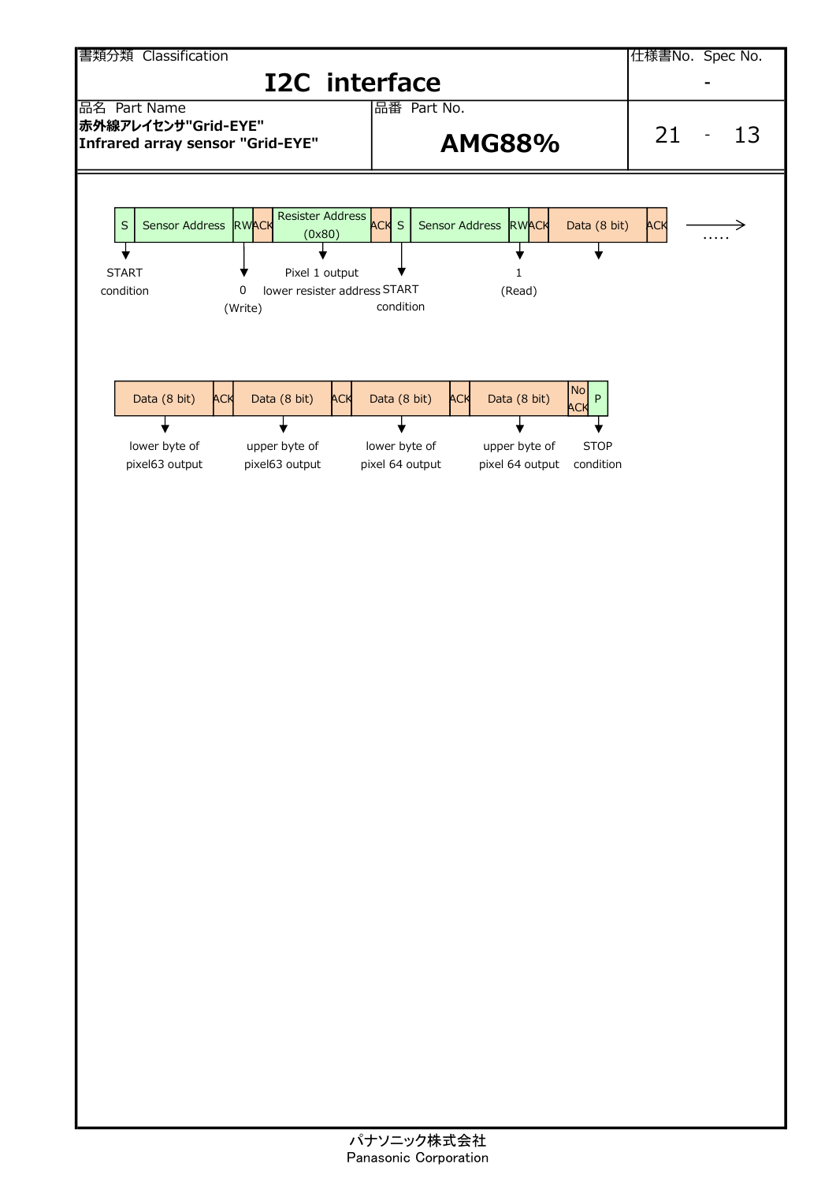| 書類分類 Classification | | 仕様書No. Spec No. |
|---|---|---|
| **I2C interface** | | - |
| 品名 Part Name<br>**赤外線アレイセンサ"Grid-EYE"**<br>**Infrared array sensor "Grid-EYE"** | 品番 Part No.<br>**AMG88%** | 21 - 13 |

| S | Sensor Address | RW | ACK | Resister Address (0x80) | ACK | S | Sensor Address | RW | ACK | Data (8 bit) | ACK | → ..... |
|---|---|---|---|---|---|---|---|---|---|---|---|---|
| START condition | | 0 (Write) | | Pixel 1 output lower resister address | | START condition | | 1 (Read) | | | | |

| Data (8 bit) | ACK | Data (8 bit) | ACK | Data (8 bit) | ACK | Data (8 bit) | No ACK | P |
|---|---|---|---|---|---|---|---|---|
| lower byte of pixel63 output | | upper byte of pixel63 output | | lower byte of pixel 64 output | | upper byte of pixel 64 output | | STOP condition |

パナソニック株式会社
Panasonic Corporation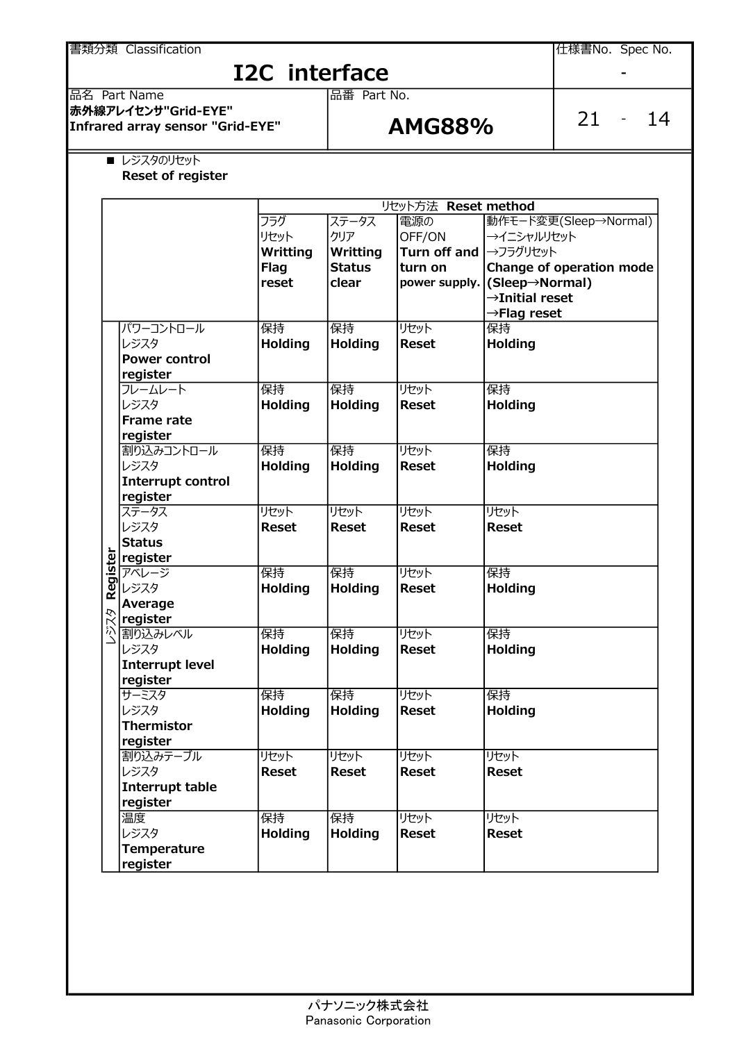| 書類分類 Classification | | 仕様書No. Spec No. |
|---|---|---|
| **I2C interface** | | - |
| 品名 Part Name<br>**赤外線アレイセンサ"Grid-EYE"<br>Infrared array sensor "Grid-EYE"** | 品番 Part No.<br>**AMG88%** | 21 - 14 |

■ レジスタのリセット
**Reset of register**

| | | リセット方法 **Reset method** | | | |
|---|---|---|---|---|---|
| | | フラグリセット **Writting Flag reset** | ステータスクリア **Writting Status clear** | 電源のOFF/ON **Turn off and turn on** power supply. | 動作モード変更(Sleep→Normal) →イニシャルリセット →フラグリセット **Change of operation mode (Sleep→Normal) →Initial reset →Flag reset** |
| レジスタ **Register** | パワーコントロールレジスタ **Power control register** | 保持 **Holding** | 保持 **Holding** | リセット **Reset** | 保持 **Holding** |
| | フレームレートレジスタ **Frame rate register** | 保持 **Holding** | 保持 **Holding** | リセット **Reset** | 保持 **Holding** |
| | 割り込みコントロールレジスタ **Interrupt control register** | 保持 **Holding** | 保持 **Holding** | リセット **Reset** | 保持 **Holding** |
| | ステータスレジスタ **Status register** | リセット **Reset** | リセット **Reset** | リセット **Reset** | リセット **Reset** |
| | アベレージレジスタ **Average register** | 保持 **Holding** | 保持 **Holding** | リセット **Reset** | 保持 **Holding** |
| | 割り込みレベルレジスタ **Interrupt level register** | 保持 **Holding** | 保持 **Holding** | リセット **Reset** | 保持 **Holding** |
| | サーミスタレジスタ **Thermistor register** | 保持 **Holding** | 保持 **Holding** | リセット **Reset** | 保持 **Holding** |
| | 割り込みテーブルレジスタ **Interrupt table register** | リセット **Reset** | リセット **Reset** | リセット **Reset** | リセット **Reset** |
| | 温度レジスタ **Temperature register** | 保持 **Holding** | 保持 **Holding** | リセット **Reset** | リセット **Reset** |

パナソニック株式会社
Panasonic Corporation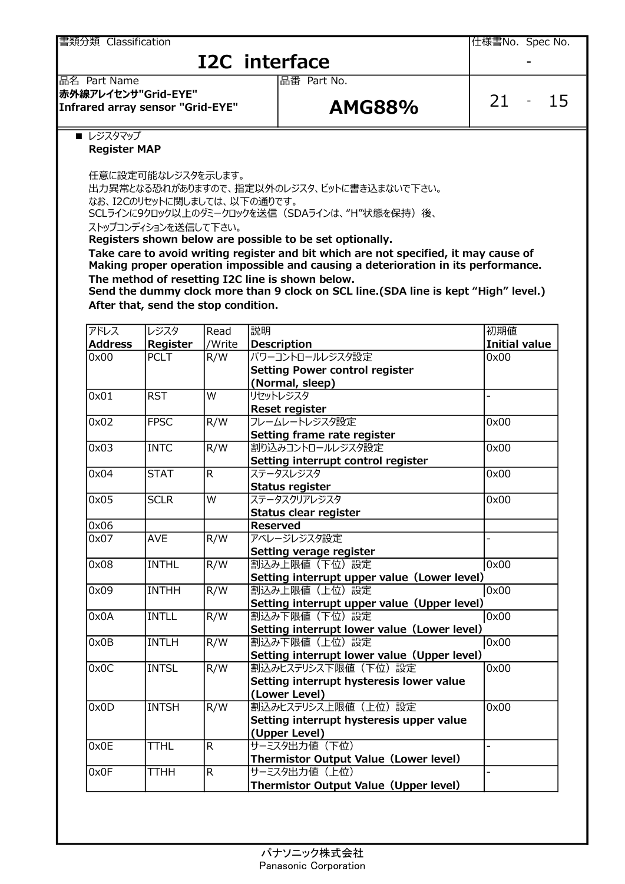| 書類分類 Classification | | 仕様書No. Spec No. |
|---|---|---|
| **I2C interface** | | - |
| 品名 Part Name | 品番 Part No. | |
| **赤外線アレイセンサ"Grid-EYE"**<br>**Infrared array sensor "Grid-EYE"** | **AMG88%** | 21 - 15 |

■ レジスタマップ
**Register MAP**

任意に設定可能なレジスタを示します。
出力異常となる恐れがありますので、指定以外のレジスタ、ビットに書き込まないで下さい。
なお、I2Cのリセットに関しましては、以下の通りです。
SCLラインに9クロック以上のダミークロックを送信（SDAラインは、"H"状態を保持）後、
ストップコンディションを送信して下さい。
**Registers shown below are possible to be set optionally.**
**Take care to avoid writing register and bit which are not specified, it may cause of Making proper operation impossible and causing a deterioration in its performance.**
**The method of resetting I2C line is shown below.**
**Send the dummy clock more than 9 clock on SCL line.(SDA line is kept "High" level.)**
**After that, send the stop condition.**

| アドレス **Address** | レジスタ **Register** | Read /Write | 説明 **Description** | 初期値 **Initial value** |
|---|---|---|---|---|
| 0x00 | PCLT | R/W | パワーコントロールレジスタ設定<br>**Setting Power control register (Normal, sleep)** | 0x00 |
| 0x01 | RST | W | リセットレジスタ<br>**Reset register** | - |
| 0x02 | FPSC | R/W | フレームレートレジスタ設定<br>**Setting frame rate register** | 0x00 |
| 0x03 | INTC | R/W | 割り込みコントロールレジスタ設定<br>**Setting interrupt control register** | 0x00 |
| 0x04 | STAT | R | ステータスレジスタ<br>**Status register** | 0x00 |
| 0x05 | SCLR | W | ステータスクリアレジスタ<br>**Status clear register** | 0x00 |
| 0x06 | | | **Reserved** | |
| 0x07 | AVE | R/W | アベレージレジスタ設定<br>**Setting verage register** | - |
| 0x08 | INTHL | R/W | 割込み上限値（下位）設定<br>**Setting interrupt upper value（Lower level）** | 0x00 |
| 0x09 | INTHH | R/W | 割込み上限値（上位）設定<br>**Setting interrupt upper value（Upper level）** | 0x00 |
| 0x0A | INTLL | R/W | 割込み下限値（下位）設定<br>**Setting interrupt lower value（Lower level）** | 0x00 |
| 0x0B | INTLH | R/W | 割込み下限値（上位）設定<br>**Setting interrupt lower value（Upper level）** | 0x00 |
| 0x0C | INTSL | R/W | 割込みヒステリシス下限値（下位）設定<br>**Setting interrupt hysteresis lower value (Lower Level)** | 0x00 |
| 0x0D | INTSH | R/W | 割込みヒステリシス上限値（上位）設定<br>**Setting interrupt hysteresis upper value (Upper Level)** | 0x00 |
| 0x0E | TTHL | R | サーミスタ出力値（下位）<br>**Thermistor Output Value（Lower level）** | - |
| 0x0F | TTHH | R | サーミスタ出力値（上位）<br>**Thermistor Output Value（Upper level）** | - |

パナソニック株式会社
Panasonic Corporation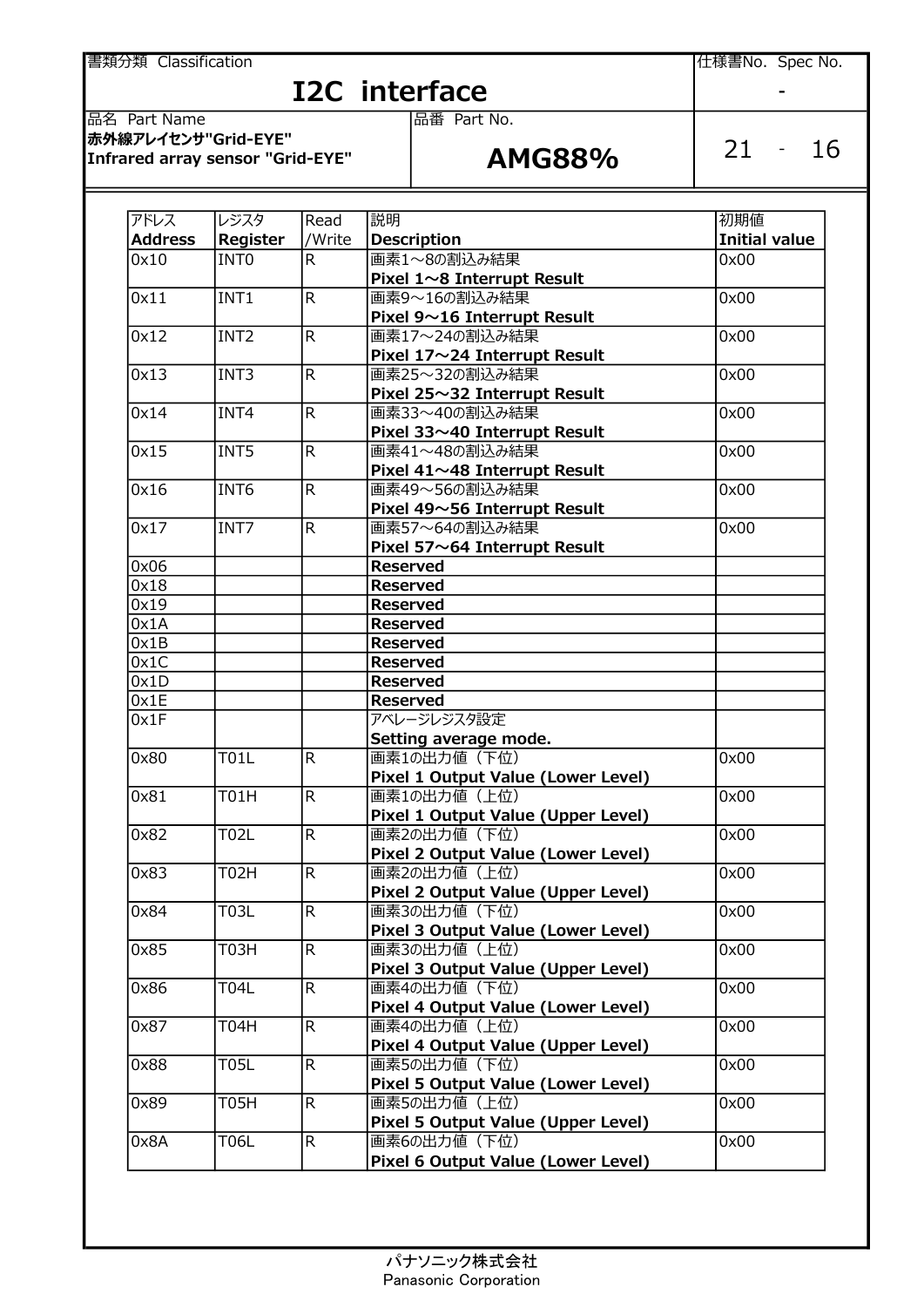| 書類分類 Classification | | 仕様書No. Spec No. |
|---|---|---|
| **I2C interface** | | - |
| 品名 Part Name | 品番 Part No. | |
| **赤外線アレイセンサ"Grid-EYE"** **Infrared array sensor "Grid-EYE"** | **AMG88%** | 21 - 16 |

| アドレス **Address** | レジスタ **Register** | Read /Write | 説明 **Description** | 初期値 **Initial value** |
|---|---|---|---|---|
| 0x10 | INT0 | R | 画素1～8の割込み結果 **Pixel 1～8 Interrupt Result** | 0x00 |
| 0x11 | INT1 | R | 画素9～16の割込み結果 **Pixel 9～16 Interrupt Result** | 0x00 |
| 0x12 | INT2 | R | 画素17～24の割込み結果 **Pixel 17～24 Interrupt Result** | 0x00 |
| 0x13 | INT3 | R | 画素25～32の割込み結果 **Pixel 25～32 Interrupt Result** | 0x00 |
| 0x14 | INT4 | R | 画素33～40の割込み結果 **Pixel 33～40 Interrupt Result** | 0x00 |
| 0x15 | INT5 | R | 画素41～48の割込み結果 **Pixel 41～48 Interrupt Result** | 0x00 |
| 0x16 | INT6 | R | 画素49～56の割込み結果 **Pixel 49～56 Interrupt Result** | 0x00 |
| 0x17 | INT7 | R | 画素57～64の割込み結果 **Pixel 57～64 Interrupt Result** | 0x00 |
| 0x06 | | | **Reserved** | |
| 0x18 | | | **Reserved** | |
| 0x19 | | | **Reserved** | |
| 0x1A | | | **Reserved** | |
| 0x1B | | | **Reserved** | |
| 0x1C | | | **Reserved** | |
| 0x1D | | | **Reserved** | |
| 0x1E | | | **Reserved** | |
| 0x1F | | | アベレージレジスタ設定 **Setting average mode.** | |
| 0x80 | T01L | R | 画素1の出力値（下位） **Pixel 1 Output Value (Lower Level)** | 0x00 |
| 0x81 | T01H | R | 画素1の出力値（上位） **Pixel 1 Output Value (Upper Level)** | 0x00 |
| 0x82 | T02L | R | 画素2の出力値（下位） **Pixel 2 Output Value (Lower Level)** | 0x00 |
| 0x83 | T02H | R | 画素2の出力値（上位） **Pixel 2 Output Value (Upper Level)** | 0x00 |
| 0x84 | T03L | R | 画素3の出力値（下位） **Pixel 3 Output Value (Lower Level)** | 0x00 |
| 0x85 | T03H | R | 画素3の出力値（上位） **Pixel 3 Output Value (Upper Level)** | 0x00 |
| 0x86 | T04L | R | 画素4の出力値（下位） **Pixel 4 Output Value (Lower Level)** | 0x00 |
| 0x87 | T04H | R | 画素4の出力値（上位） **Pixel 4 Output Value (Upper Level)** | 0x00 |
| 0x88 | T05L | R | 画素5の出力値（下位） **Pixel 5 Output Value (Lower Level)** | 0x00 |
| 0x89 | T05H | R | 画素5の出力値（上位） **Pixel 5 Output Value (Upper Level)** | 0x00 |
| 0x8A | T06L | R | 画素6の出力値（下位） **Pixel 6 Output Value (Lower Level)** | 0x00 |

パナソニック株式会社
Panasonic Corporation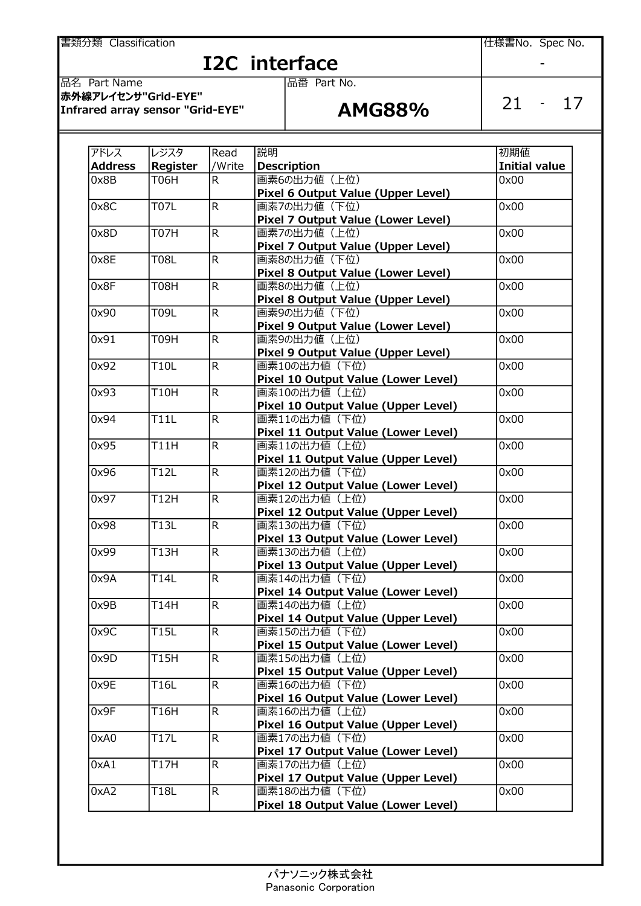| アドレス<br>**Address** | レジスタ<br>**Register** | Read<br>/Write | 説明<br>**Description** | 初期値<br>**Initial value** |
|---|---|---|---|---|
| 0x8B | T06H | R | 画素6の出力値（上位）<br>**Pixel 6 Output Value (Upper Level)** | 0x00 |
| 0x8C | T07L | R | 画素7の出力値（下位）<br>**Pixel 7 Output Value (Lower Level)** | 0x00 |
| 0x8D | T07H | R | 画素7の出力値（上位）<br>**Pixel 7 Output Value (Upper Level)** | 0x00 |
| 0x8E | T08L | R | 画素8の出力値（下位）<br>**Pixel 8 Output Value (Lower Level)** | 0x00 |
| 0x8F | T08H | R | 画素8の出力値（上位）<br>**Pixel 8 Output Value (Upper Level)** | 0x00 |
| 0x90 | T09L | R | 画素9の出力値（下位）<br>**Pixel 9 Output Value (Lower Level)** | 0x00 |
| 0x91 | T09H | R | 画素9の出力値（上位）<br>**Pixel 9 Output Value (Upper Level)** | 0x00 |
| 0x92 | T10L | R | 画素10の出力値（下位）<br>**Pixel 10 Output Value (Lower Level)** | 0x00 |
| 0x93 | T10H | R | 画素10の出力値（上位）<br>**Pixel 10 Output Value (Upper Level)** | 0x00 |
| 0x94 | T11L | R | 画素11の出力値（下位）<br>**Pixel 11 Output Value (Lower Level)** | 0x00 |
| 0x95 | T11H | R | 画素11の出力値（上位）<br>**Pixel 11 Output Value (Upper Level)** | 0x00 |
| 0x96 | T12L | R | 画素12の出力値（下位）<br>**Pixel 12 Output Value (Lower Level)** | 0x00 |
| 0x97 | T12H | R | 画素12の出力値（上位）<br>**Pixel 12 Output Value (Upper Level)** | 0x00 |
| 0x98 | T13L | R | 画素13の出力値（下位）<br>**Pixel 13 Output Value (Lower Level)** | 0x00 |
| 0x99 | T13H | R | 画素13の出力値（上位）<br>**Pixel 13 Output Value (Upper Level)** | 0x00 |
| 0x9A | T14L | R | 画素14の出力値（下位）<br>**Pixel 14 Output Value (Lower Level)** | 0x00 |
| 0x9B | T14H | R | 画素14の出力値（上位）<br>**Pixel 14 Output Value (Upper Level)** | 0x00 |
| 0x9C | T15L | R | 画素15の出力値（下位）<br>**Pixel 15 Output Value (Lower Level)** | 0x00 |
| 0x9D | T15H | R | 画素15の出力値（上位）<br>**Pixel 15 Output Value (Upper Level)** | 0x00 |
| 0x9E | T16L | R | 画素16の出力値（下位）<br>**Pixel 16 Output Value (Lower Level)** | 0x00 |
| 0x9F | T16H | R | 画素16の出力値（上位）<br>**Pixel 16 Output Value (Upper Level)** | 0x00 |
| 0xA0 | T17L | R | 画素17の出力値（下位）<br>**Pixel 17 Output Value (Lower Level)** | 0x00 |
| 0xA1 | T17H | R | 画素17の出力値（上位）<br>**Pixel 17 Output Value (Upper Level)** | 0x00 |
| 0xA2 | T18L | R | 画素18の出力値（下位）<br>**Pixel 18 Output Value (Lower Level)** | 0x00 |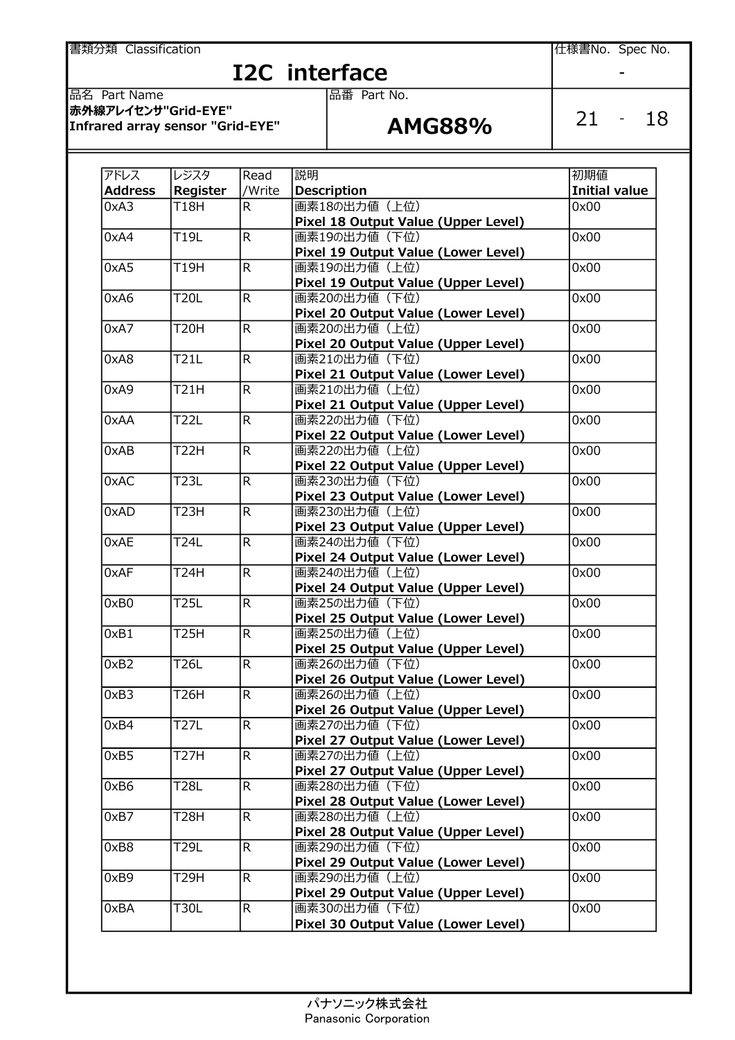| アドレス Address | レジスタ Register | Read /Write | 説明 Description | 初期値 Initial value |
|---|---|---|---|---|
| 0xA3 | T18H | R | 画素18の出力値（上位） **Pixel 18 Output Value (Upper Level)** | 0x00 |
| 0xA4 | T19L | R | 画素19の出力値（下位） **Pixel 19 Output Value (Lower Level)** | 0x00 |
| 0xA5 | T19H | R | 画素19の出力値（上位） **Pixel 19 Output Value (Upper Level)** | 0x00 |
| 0xA6 | T20L | R | 画素20の出力値（下位） **Pixel 20 Output Value (Lower Level)** | 0x00 |
| 0xA7 | T20H | R | 画素20の出力値（上位） **Pixel 20 Output Value (Upper Level)** | 0x00 |
| 0xA8 | T21L | R | 画素21の出力値（下位） **Pixel 21 Output Value (Lower Level)** | 0x00 |
| 0xA9 | T21H | R | 画素21の出力値（上位） **Pixel 21 Output Value (Upper Level)** | 0x00 |
| 0xAA | T22L | R | 画素22の出力値（下位） **Pixel 22 Output Value (Lower Level)** | 0x00 |
| 0xAB | T22H | R | 画素22の出力値（上位） **Pixel 22 Output Value (Upper Level)** | 0x00 |
| 0xAC | T23L | R | 画素23の出力値（下位） **Pixel 23 Output Value (Lower Level)** | 0x00 |
| 0xAD | T23H | R | 画素23の出力値（上位） **Pixel 23 Output Value (Upper Level)** | 0x00 |
| 0xAE | T24L | R | 画素24の出力値（下位） **Pixel 24 Output Value (Lower Level)** | 0x00 |
| 0xAF | T24H | R | 画素24の出力値（上位） **Pixel 24 Output Value (Upper Level)** | 0x00 |
| 0xB0 | T25L | R | 画素25の出力値（下位） **Pixel 25 Output Value (Lower Level)** | 0x00 |
| 0xB1 | T25H | R | 画素25の出力値（上位） **Pixel 25 Output Value (Upper Level)** | 0x00 |
| 0xB2 | T26L | R | 画素26の出力値（下位） **Pixel 26 Output Value (Lower Level)** | 0x00 |
| 0xB3 | T26H | R | 画素26の出力値（上位） **Pixel 26 Output Value (Upper Level)** | 0x00 |
| 0xB4 | T27L | R | 画素27の出力値（下位） **Pixel 27 Output Value (Lower Level)** | 0x00 |
| 0xB5 | T27H | R | 画素27の出力値（上位） **Pixel 27 Output Value (Upper Level)** | 0x00 |
| 0xB6 | T28L | R | 画素28の出力値（下位） **Pixel 28 Output Value (Lower Level)** | 0x00 |
| 0xB7 | T28H | R | 画素28の出力値（上位） **Pixel 28 Output Value (Upper Level)** | 0x00 |
| 0xB8 | T29L | R | 画素29の出力値（下位） **Pixel 29 Output Value (Lower Level)** | 0x00 |
| 0xB9 | T29H | R | 画素29の出力値（上位） **Pixel 29 Output Value (Upper Level)** | 0x00 |
| 0xBA | T30L | R | 画素30の出力値（下位） **Pixel 30 Output Value (Lower Level)** | 0x00 |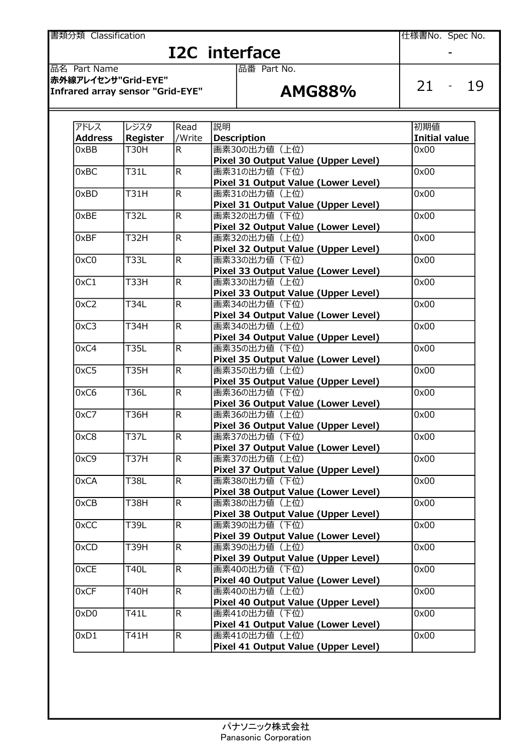| アドレス Address | レジスタ Register | Read /Write | 説明 Description | 初期値 Initial value |
|---|---|---|---|---|
| 0xBB | T30H | R | 画素30の出力値（上位） **Pixel 30 Output Value (Upper Level)** | 0x00 |
| 0xBC | T31L | R | 画素31の出力値（下位） **Pixel 31 Output Value (Lower Level)** | 0x00 |
| 0xBD | T31H | R | 画素31の出力値（上位） **Pixel 31 Output Value (Upper Level)** | 0x00 |
| 0xBE | T32L | R | 画素32の出力値（下位） **Pixel 32 Output Value (Lower Level)** | 0x00 |
| 0xBF | T32H | R | 画素32の出力値（上位） **Pixel 32 Output Value (Upper Level)** | 0x00 |
| 0xC0 | T33L | R | 画素33の出力値（下位） **Pixel 33 Output Value (Lower Level)** | 0x00 |
| 0xC1 | T33H | R | 画素33の出力値（上位） **Pixel 33 Output Value (Upper Level)** | 0x00 |
| 0xC2 | T34L | R | 画素34の出力値（下位） **Pixel 34 Output Value (Lower Level)** | 0x00 |
| 0xC3 | T34H | R | 画素34の出力値（上位） **Pixel 34 Output Value (Upper Level)** | 0x00 |
| 0xC4 | T35L | R | 画素35の出力値（下位） **Pixel 35 Output Value (Lower Level)** | 0x00 |
| 0xC5 | T35H | R | 画素35の出力値（上位） **Pixel 35 Output Value (Upper Level)** | 0x00 |
| 0xC6 | T36L | R | 画素36の出力値（下位） **Pixel 36 Output Value (Lower Level)** | 0x00 |
| 0xC7 | T36H | R | 画素36の出力値（上位） **Pixel 36 Output Value (Upper Level)** | 0x00 |
| 0xC8 | T37L | R | 画素37の出力値（下位） **Pixel 37 Output Value (Lower Level)** | 0x00 |
| 0xC9 | T37H | R | 画素37の出力値（上位） **Pixel 37 Output Value (Upper Level)** | 0x00 |
| 0xCA | T38L | R | 画素38の出力値（下位） **Pixel 38 Output Value (Lower Level)** | 0x00 |
| 0xCB | T38H | R | 画素38の出力値（上位） **Pixel 38 Output Value (Upper Level)** | 0x00 |
| 0xCC | T39L | R | 画素39の出力値（下位） **Pixel 39 Output Value (Lower Level)** | 0x00 |
| 0xCD | T39H | R | 画素39の出力値（上位） **Pixel 39 Output Value (Upper Level)** | 0x00 |
| 0xCE | T40L | R | 画素40の出力値（下位） **Pixel 40 Output Value (Lower Level)** | 0x00 |
| 0xCF | T40H | R | 画素40の出力値（上位） **Pixel 40 Output Value (Upper Level)** | 0x00 |
| 0xD0 | T41L | R | 画素41の出力値（下位） **Pixel 41 Output Value (Lower Level)** | 0x00 |
| 0xD1 | T41H | R | 画素41の出力値（上位） **Pixel 41 Output Value (Upper Level)** | 0x00 |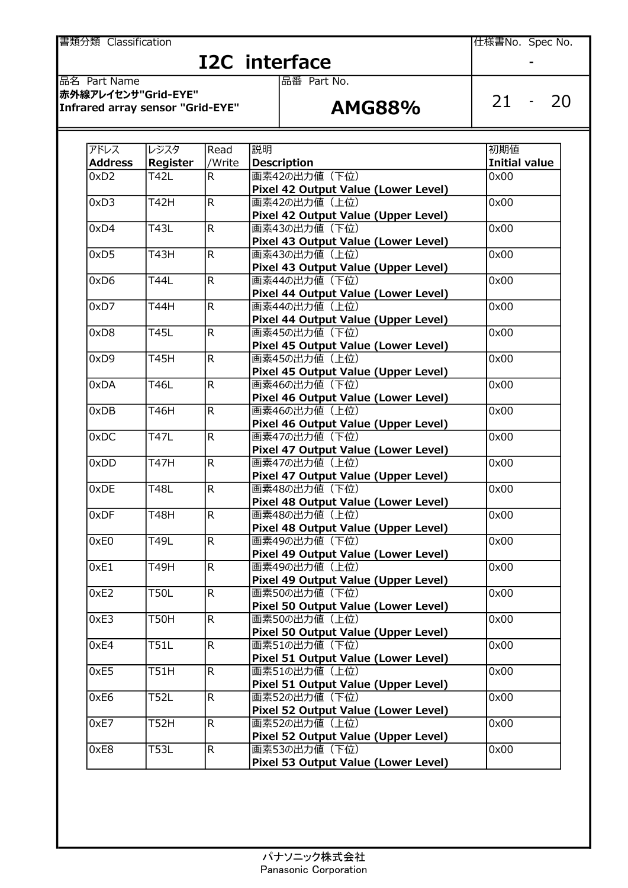| 書類分類 Classification | | 仕様書No. Spec No. |
|---|---|---|
| **I2C interface** | | - |
| 品名 Part Name<br>**赤外線アレイセンサ"Grid-EYE"<br>Infrared array sensor "Grid-EYE"** | 品番 Part No.<br>**AMG88%** | 21 - 20 |

| アドレス<br>**Address** | レジスタ<br>**Register** | Read<br>/Write | 説明<br>**Description** | 初期値<br>**Initial value** |
|---|---|---|---|---|
| 0xD2 | T42L | R | 画素42の出力値（下位）<br>**Pixel 42 Output Value (Lower Level)** | 0x00 |
| 0xD3 | T42H | R | 画素42の出力値（上位）<br>**Pixel 42 Output Value (Upper Level)** | 0x00 |
| 0xD4 | T43L | R | 画素43の出力値（下位）<br>**Pixel 43 Output Value (Lower Level)** | 0x00 |
| 0xD5 | T43H | R | 画素43の出力値（上位）<br>**Pixel 43 Output Value (Upper Level)** | 0x00 |
| 0xD6 | T44L | R | 画素44の出力値（下位）<br>**Pixel 44 Output Value (Lower Level)** | 0x00 |
| 0xD7 | T44H | R | 画素44の出力値（上位）<br>**Pixel 44 Output Value (Upper Level)** | 0x00 |
| 0xD8 | T45L | R | 画素45の出力値（下位）<br>**Pixel 45 Output Value (Lower Level)** | 0x00 |
| 0xD9 | T45H | R | 画素45の出力値（上位）<br>**Pixel 45 Output Value (Upper Level)** | 0x00 |
| 0xDA | T46L | R | 画素46の出力値（下位）<br>**Pixel 46 Output Value (Lower Level)** | 0x00 |
| 0xDB | T46H | R | 画素46の出力値（上位）<br>**Pixel 46 Output Value (Upper Level)** | 0x00 |
| 0xDC | T47L | R | 画素47の出力値（下位）<br>**Pixel 47 Output Value (Lower Level)** | 0x00 |
| 0xDD | T47H | R | 画素47の出力値（上位）<br>**Pixel 47 Output Value (Upper Level)** | 0x00 |
| 0xDE | T48L | R | 画素48の出力値（下位）<br>**Pixel 48 Output Value (Lower Level)** | 0x00 |
| 0xDF | T48H | R | 画素48の出力値（上位）<br>**Pixel 48 Output Value (Upper Level)** | 0x00 |
| 0xE0 | T49L | R | 画素49の出力値（下位）<br>**Pixel 49 Output Value (Lower Level)** | 0x00 |
| 0xE1 | T49H | R | 画素49の出力値（上位）<br>**Pixel 49 Output Value (Upper Level)** | 0x00 |
| 0xE2 | T50L | R | 画素50の出力値（下位）<br>**Pixel 50 Output Value (Lower Level)** | 0x00 |
| 0xE3 | T50H | R | 画素50の出力値（上位）<br>**Pixel 50 Output Value (Upper Level)** | 0x00 |
| 0xE4 | T51L | R | 画素51の出力値（下位）<br>**Pixel 51 Output Value (Lower Level)** | 0x00 |
| 0xE5 | T51H | R | 画素51の出力値（上位）<br>**Pixel 51 Output Value (Upper Level)** | 0x00 |
| 0xE6 | T52L | R | 画素52の出力値（下位）<br>**Pixel 52 Output Value (Lower Level)** | 0x00 |
| 0xE7 | T52H | R | 画素52の出力値（上位）<br>**Pixel 52 Output Value (Upper Level)** | 0x00 |
| 0xE8 | T53L | R | 画素53の出力値（下位）<br>**Pixel 53 Output Value (Lower Level)** | 0x00 |

パナソニック株式会社
Panasonic Corporation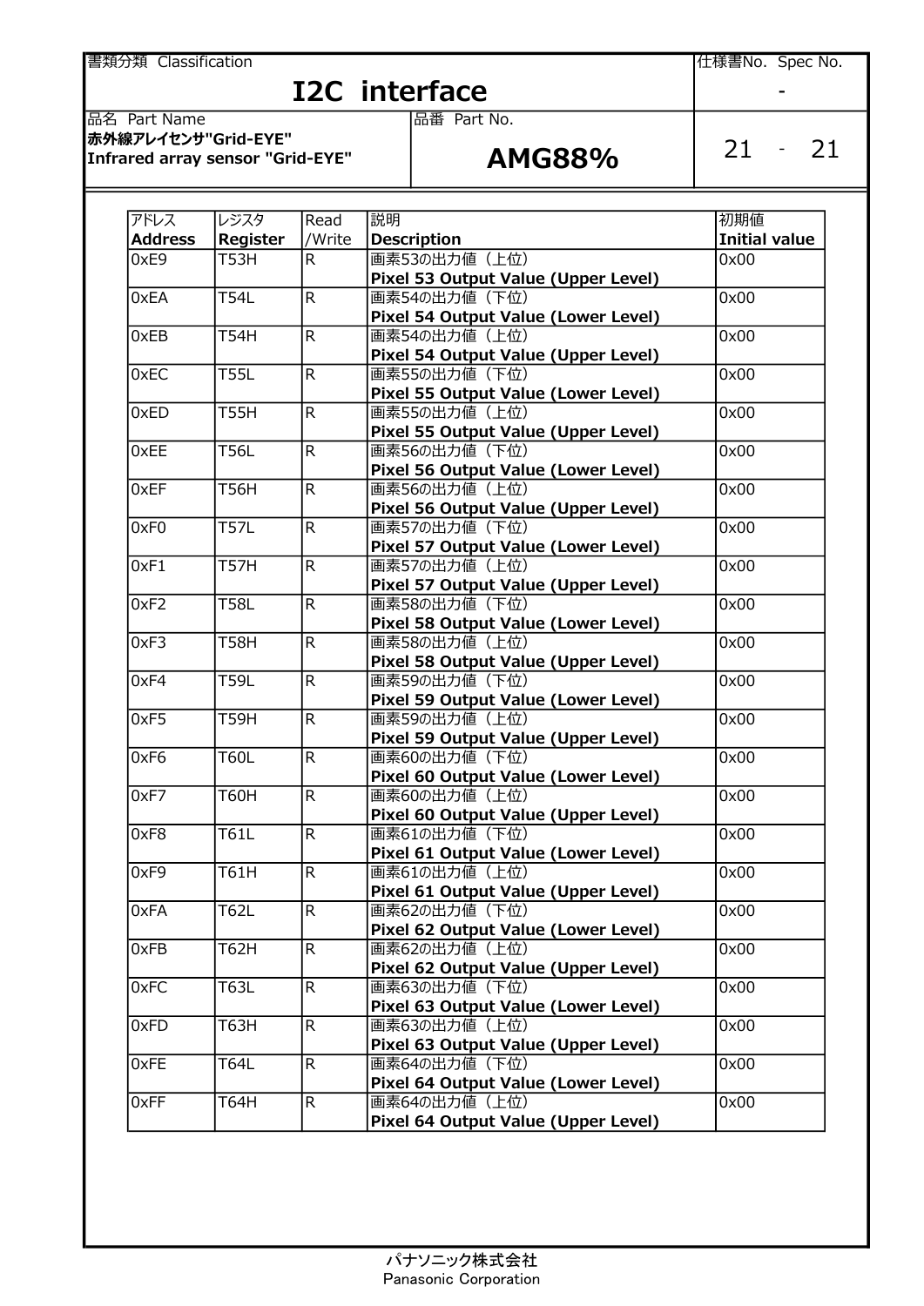| アドレス<br>**Address** | レジスタ<br>**Register** | Read<br>/Write | 説明<br>**Description** | 初期値<br>**Initial value** |
|---|---|---|---|---|
| 0xE9 | T53H | R | 画素53の出力値（上位）<br>**Pixel 53 Output Value (Upper Level)** | 0x00 |
| 0xEA | T54L | R | 画素54の出力値（下位）<br>**Pixel 54 Output Value (Lower Level)** | 0x00 |
| 0xEB | T54H | R | 画素54の出力値（上位）<br>**Pixel 54 Output Value (Upper Level)** | 0x00 |
| 0xEC | T55L | R | 画素55の出力値（下位）<br>**Pixel 55 Output Value (Lower Level)** | 0x00 |
| 0xED | T55H | R | 画素55の出力値（上位）<br>**Pixel 55 Output Value (Upper Level)** | 0x00 |
| 0xEE | T56L | R | 画素56の出力値（下位）<br>**Pixel 56 Output Value (Lower Level)** | 0x00 |
| 0xEF | T56H | R | 画素56の出力値（上位）<br>**Pixel 56 Output Value (Upper Level)** | 0x00 |
| 0xF0 | T57L | R | 画素57の出力値（下位）<br>**Pixel 57 Output Value (Lower Level)** | 0x00 |
| 0xF1 | T57H | R | 画素57の出力値（上位）<br>**Pixel 57 Output Value (Upper Level)** | 0x00 |
| 0xF2 | T58L | R | 画素58の出力値（下位）<br>**Pixel 58 Output Value (Lower Level)** | 0x00 |
| 0xF3 | T58H | R | 画素58の出力値（上位）<br>**Pixel 58 Output Value (Upper Level)** | 0x00 |
| 0xF4 | T59L | R | 画素59の出力値（下位）<br>**Pixel 59 Output Value (Lower Level)** | 0x00 |
| 0xF5 | T59H | R | 画素59の出力値（上位）<br>**Pixel 59 Output Value (Upper Level)** | 0x00 |
| 0xF6 | T60L | R | 画素60の出力値（下位）<br>**Pixel 60 Output Value (Lower Level)** | 0x00 |
| 0xF7 | T60H | R | 画素60の出力値（上位）<br>**Pixel 60 Output Value (Upper Level)** | 0x00 |
| 0xF8 | T61L | R | 画素61の出力値（下位）<br>**Pixel 61 Output Value (Lower Level)** | 0x00 |
| 0xF9 | T61H | R | 画素61の出力値（上位）<br>**Pixel 61 Output Value (Upper Level)** | 0x00 |
| 0xFA | T62L | R | 画素62の出力値（下位）<br>**Pixel 62 Output Value (Lower Level)** | 0x00 |
| 0xFB | T62H | R | 画素62の出力値（上位）<br>**Pixel 62 Output Value (Upper Level)** | 0x00 |
| 0xFC | T63L | R | 画素63の出力値（下位）<br>**Pixel 63 Output Value (Lower Level)** | 0x00 |
| 0xFD | T63H | R | 画素63の出力値（上位）<br>**Pixel 63 Output Value (Upper Level)** | 0x00 |
| 0xFE | T64L | R | 画素64の出力値（下位）<br>**Pixel 64 Output Value (Lower Level)** | 0x00 |
| 0xFF | T64H | R | 画素64の出力値（上位）<br>**Pixel 64 Output Value (Upper Level)** | 0x00 |